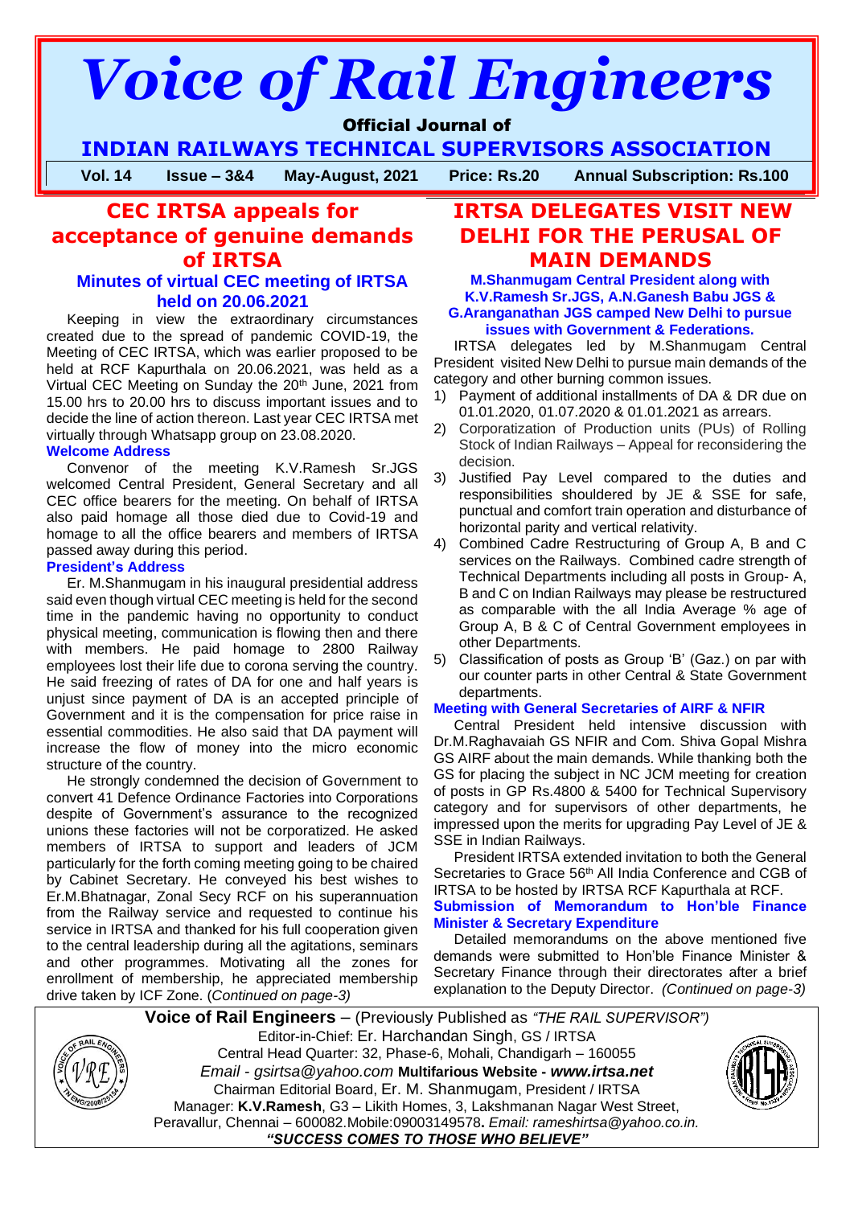# Voice of Rail Engineers

**Official Journal of**

**INDIAN RAILWAYS TECHNICAL SUPERVISORS ASSOCIATION**

**Vol. 14 Issue – 3&4 May-August, 2021 Price: Rs.20 Annual Subscription: Rs.100**

## CEC IRTSA appeals for acceptance of genuine demands of IRTSA

### Minutes of virtual CEC meeting of IRTSA held on 20.06.2021

Keeping in view the extraordinary circumstances created due to the spread of pandemic COVID-19, the Meeting of CEC IRTSA, which was earlier proposed to be held at RCF Kapurthala on 20.06.2021, was held as a Virtual CEC Meeting on Sunday the 20th June, 2021 from 15.00 hrs to 20.00 hrs to discuss important issues and to decide the line of action thereon. Last year CEC IRTSA met virtually through Whatsapp group on 23.08.2020.

**Welcome Address**

Convenor of the meeting K.V.Ramesh Sr.JGS welcomed Central President, General Secretary and all CEC office bearers for the meeting. On behalf of IRTSA also paid homage all those died due to Covid-19 and homage to all the office bearers and members of IRTSA passed away during this period.

**President's Address**

Er. M.Shanmugam in his inaugural presidential address said even though virtual CEC meeting is held for the second time in the pandemic having no opportunity to conduct physical meeting, communication is flowing then and there with members. He paid homage to 2800 Railway employees lost their life due to corona serving the country. He said freezing of rates of DA for one and half years is unjust since payment of DA is an accepted principle of Government and it is the compensation for price raise in essential commodities. He also said that DA payment will increase the flow of money into the micro economic structure of the country.

He strongly condemned the decision of Government to convert 41 Defence Ordinance Factories into Corporations despite of Government's assurance to the recognized unions these factories will not be corporatized. He asked members of IRTSA to support and leaders of JCM particularly for the forth coming meeting going to be chaired by Cabinet Secretary. He conveyed his best wishes to Er.M.Bhatnagar, Zonal Secy RCF on his superannuation from the Railway service and requested to continue his service in IRTSA and thanked for his full cooperation given to the central leadership during all the agitations, seminars and other programmes. Motivating all the zones for enrollment of membership, he appreciated membership drive taken by ICF Zone. (*Continued on page-3)*

## IRTSA DELEGATES VISIT NEW DELHI FOR THE PERUSAL OF MAIN DEMANDS

### M.Shanmugam Central President along with K.V.Ramesh Sr.JGS, A.N.Ganesh Babu JGS & G.Aranganathan JGS camped New Delhi to pursue issues with Government & Federations.

IRTSA delegates led by M.Shanmugam Central President visited New Delhi to pursue main demands of the category and other burning common issues.

1) Payment of additional installments of DA & DR due on 01.01.2020, 01.07.2020 & 01.01.2021 as arrears.
2) Corporatization of Production units (PUs) of Rolling Stock of Indian Railways – Appeal for reconsidering the decision.
3) Justified Pay Level compared to the duties and responsibilities shouldered by JE & SSE for safe, punctual and comfort train operation and disturbance of horizontal parity and vertical relativity.
4) Combined Cadre Restructuring of Group A, B and C services on the Railways. Combined cadre strength of Technical Departments including all posts in Group- A, B and C on Indian Railways may please be restructured as comparable with the all India Average % age of Group A, B & C of Central Government employees in other Departments.
5) Classification of posts as Group 'B' (Gaz.) on par with our counter parts in other Central & State Government departments.

**Meeting with General Secretaries of AIRF & NFIR**

Central President held intensive discussion with Dr.M.Raghavaiah GS NFIR and Com. Shiva Gopal Mishra GS AIRF about the main demands. While thanking both the GS for placing the subject in NC JCM meeting for creation of posts in GP Rs.4800 & 5400 for Technical Supervisory category and for supervisors of other departments, he impressed upon the merits for upgrading Pay Level of JE & SSE in Indian Railways.

President IRTSA extended invitation to both the General Secretaries to Grace 56th All India Conference and CGB of IRTSA to be hosted by IRTSA RCF Kapurthala at RCF.

**Submission of Memorandum to Hon'ble Finance Minister & Secretary Expenditure**

Detailed memorandums on the above mentioned five demands were submitted to Hon'ble Finance Minister & Secretary Finance through their directorates after a brief explanation to the Deputy Director. *(Continued on page-3)*

---

**Voice of Rail Engineers** – (Previously Published as *"THE RAIL SUPERVISOR")*

Editor-in-Chief: Er. Harchandan Singh, GS / IRTSA

Central Head Quarter: 32, Phase-6, Mohali, Chandigarh – 160055

*Email - gsirtsa@yahoo.com* **Multifarious Website -** ***www.irtsa.net***

Chairman Editorial Board, Er. M. Shanmugam, President / IRTSA

Manager: **K.V.Ramesh**, G3 – Likith Homes, 3, Lakshmanan Nagar West Street, Peravallur, Chennai – 600082.Mobile:09003149578**.** *Email: rameshirtsa@yahoo.co.in.*

***"SUCCESS COMES TO THOSE WHO BELIEVE"***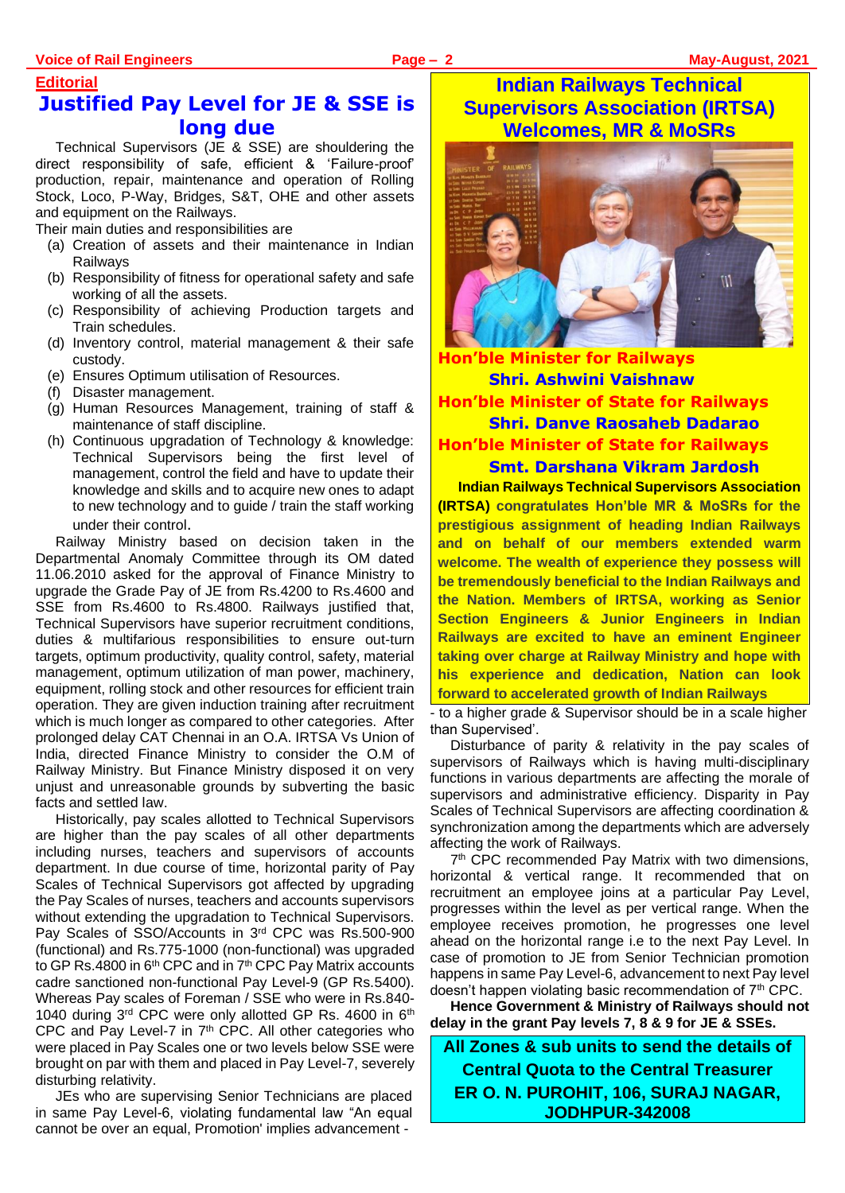**Editorial**

# Justified Pay Level for JE & SSE is long due

Technical Supervisors (JE & SSE) are shouldering the direct responsibility of safe, efficient & 'Failure-proof' production, repair, maintenance and operation of Rolling Stock, Loco, P-Way, Bridges, S&T, OHE and other assets and equipment on the Railways.

Their main duties and responsibilities are

- (a) Creation of assets and their maintenance in Indian Railways
- (b) Responsibility of fitness for operational safety and safe working of all the assets.
- (c) Responsibility of achieving Production targets and Train schedules.
- (d) Inventory control, material management & their safe custody.
- (e) Ensures Optimum utilisation of Resources.
- (f) Disaster management.
- (g) Human Resources Management, training of staff & maintenance of staff discipline.
- (h) Continuous upgradation of Technology & knowledge: Technical Supervisors being the first level of management, control the field and have to update their knowledge and skills and to acquire new ones to adapt to new technology and to guide / train the staff working under their control.

Railway Ministry based on decision taken in the Departmental Anomaly Committee through its OM dated 11.06.2010 asked for the approval of Finance Ministry to upgrade the Grade Pay of JE from Rs.4200 to Rs.4600 and SSE from Rs.4600 to Rs.4800. Railways justified that, Technical Supervisors have superior recruitment conditions, duties & multifarious responsibilities to ensure out-turn targets, optimum productivity, quality control, safety, material management, optimum utilization of man power, machinery, equipment, rolling stock and other resources for efficient train operation. They are given induction training after recruitment which is much longer as compared to other categories. After prolonged delay CAT Chennai in an O.A. IRTSA Vs Union of India, directed Finance Ministry to consider the O.M of Railway Ministry. But Finance Ministry disposed it on very unjust and unreasonable grounds by subverting the basic facts and settled law.

Historically, pay scales allotted to Technical Supervisors are higher than the pay scales of all other departments including nurses, teachers and supervisors of accounts department. In due course of time, horizontal parity of Pay Scales of Technical Supervisors got affected by upgrading the Pay Scales of nurses, teachers and accounts supervisors without extending the upgradation to Technical Supervisors. Pay Scales of SSO/Accounts in 3rd CPC was Rs.500-900 (functional) and Rs.775-1000 (non-functional) was upgraded to GP Rs.4800 in 6th CPC and in 7th CPC Pay Matrix accounts cadre sanctioned non-functional Pay Level-9 (GP Rs.5400). Whereas Pay scales of Foreman / SSE who were in Rs.840-1040 during 3rd CPC were only allotted GP Rs. 4600 in 6th CPC and Pay Level-7 in 7th CPC. All other categories who were placed in Pay Scales one or two levels below SSE were brought on par with them and placed in Pay Level-7, severely disturbing relativity.

JEs who are supervising Senior Technicians are placed in same Pay Level-6, violating fundamental law "An equal cannot be over an equal, Promotion' implies advancement - to a higher grade & Supervisor should be in a scale higher than Supervised'.

Disturbance of parity & relativity in the pay scales of supervisors of Railways which is having multi-disciplinary functions in various departments are affecting the morale of supervisors and administrative efficiency. Disparity in Pay Scales of Technical Supervisors are affecting coordination & synchronization among the departments which are adversely affecting the work of Railways.

7th CPC recommended Pay Matrix with two dimensions, horizontal & vertical range. It recommended that on recruitment an employee joins at a particular Pay Level, progresses within the level as per vertical range. When the employee receives promotion, he progresses one level ahead on the horizontal range i.e to the next Pay Level. In case of promotion to JE from Senior Technician promotion happens in same Pay Level-6, advancement to next Pay level doesn't happen violating basic recommendation of 7th CPC.

**Hence Government & Ministry of Railways should not delay in the grant Pay levels 7, 8 & 9 for JE & SSEs.**

## Indian Railways Technical Supervisors Association (IRTSA) Welcomes, MR & MoSRs

**Hon'ble Minister for Railways**
**Shri. Ashwini Vaishnaw**

**Hon'ble Minister of State for Railways**
**Shri. Danve Raosaheb Dadarao**

**Hon'ble Minister of State for Railways**
**Smt. Darshana Vikram Jardosh**

**Indian Railways Technical Supervisors Association (IRTSA) congratulates Hon'ble MR & MoSRs for the prestigious assignment of heading Indian Railways and on behalf of our members extended warm welcome. The wealth of experience they possess will be tremendously beneficial to the Indian Railways and the Nation. Members of IRTSA, working as Senior Section Engineers & Junior Engineers in Indian Railways are excited to have an eminent Engineer taking over charge at Railway Ministry and hope with his experience and dedication, Nation can look forward to accelerated growth of Indian Railways**

**All Zones & sub units to send the details of Central Quota to the Central Treasurer**
**ER O. N. PUROHIT, 106, SURAJ NAGAR, JODHPUR-342008**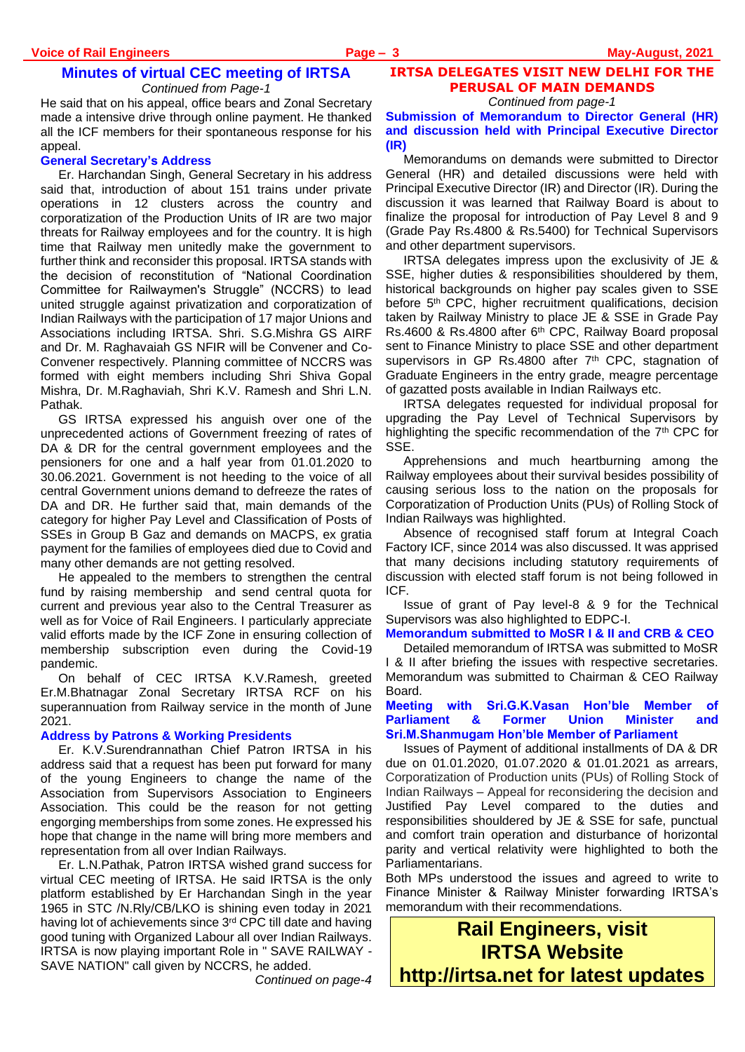## Minutes of virtual CEC meeting of IRTSA

*Continued from Page-1*

He said that on his appeal, office bears and Zonal Secretary made a intensive drive through online payment. He thanked all the ICF members for their spontaneous response for his appeal.

### General Secretary's Address

Er. Harchandan Singh, General Secretary in his address said that, introduction of about 151 trains under private operations in 12 clusters across the country and corporatization of the Production Units of IR are two major threats for Railway employees and for the country. It is high time that Railway men unitedly make the government to further think and reconsider this proposal. IRTSA stands with the decision of reconstitution of "National Coordination Committee for Railwaymen's Struggle" (NCCRS) to lead united struggle against privatization and corporatization of Indian Railways with the participation of 17 major Unions and Associations including IRTSA. Shri. S.G.Mishra GS AIRF and Dr. M. Raghavaiah GS NFIR will be Convener and Co-Convener respectively. Planning committee of NCCRS was formed with eight members including Shri Shiva Gopal Mishra, Dr. M.Raghaviah, Shri K.V. Ramesh and Shri L.N. Pathak.

GS IRTSA expressed his anguish over one of the unprecedented actions of Government freezing of rates of DA & DR for the central government employees and the pensioners for one and a half year from 01.01.2020 to 30.06.2021. Government is not heeding to the voice of all central Government unions demand to defreeze the rates of DA and DR. He further said that, main demands of the category for higher Pay Level and Classification of Posts of SSEs in Group B Gaz and demands on MACPS, ex gratia payment for the families of employees died due to Covid and many other demands are not getting resolved.

He appealed to the members to strengthen the central fund by raising membership and send central quota for current and previous year also to the Central Treasurer as well as for Voice of Rail Engineers. I particularly appreciate valid efforts made by the ICF Zone in ensuring collection of membership subscription even during the Covid-19 pandemic.

On behalf of CEC IRTSA K.V.Ramesh, greeted Er.M.Bhatnagar Zonal Secretary IRTSA RCF on his superannuation from Railway service in the month of June 2021.

### Address by Patrons & Working Presidents

Er. K.V.Surendrannathan Chief Patron IRTSA in his address said that a request has been put forward for many of the young Engineers to change the name of the Association from Supervisors Association to Engineers Association. This could be the reason for not getting engorging memberships from some zones. He expressed his hope that change in the name will bring more members and representation from all over Indian Railways.

Er. L.N.Pathak, Patron IRTSA wished grand success for virtual CEC meeting of IRTSA. He said IRTSA is the only platform established by Er Harchandan Singh in the year 1965 in STC /N.Rly/CB/LKO is shining even today in 2021 having lot of achievements since 3rd CPC till date and having good tuning with Organized Labour all over Indian Railways. IRTSA is now playing important Role in " SAVE RAILWAY - SAVE NATION" call given by NCCRS, he added.

*Continued on page-4*

## IRTSA DELEGATES VISIT NEW DELHI FOR THE PERUSAL OF MAIN DEMANDS

*Continued from page-1*

### Submission of Memorandum to Director General (HR) and discussion held with Principal Executive Director (IR)

Memorandums on demands were submitted to Director General (HR) and detailed discussions were held with Principal Executive Director (IR) and Director (IR). During the discussion it was learned that Railway Board is about to finalize the proposal for introduction of Pay Level 8 and 9 (Grade Pay Rs.4800 & Rs.5400) for Technical Supervisors and other department supervisors.

IRTSA delegates impress upon the exclusivity of JE & SSE, higher duties & responsibilities shouldered by them, historical backgrounds on higher pay scales given to SSE before 5th CPC, higher recruitment qualifications, decision taken by Railway Ministry to place JE & SSE in Grade Pay Rs.4600 & Rs.4800 after 6th CPC, Railway Board proposal sent to Finance Ministry to place SSE and other department supervisors in GP Rs.4800 after 7th CPC, stagnation of Graduate Engineers in the entry grade, meagre percentage of gazatted posts available in Indian Railways etc.

IRTSA delegates requested for individual proposal for upgrading the Pay Level of Technical Supervisors by highlighting the specific recommendation of the 7th CPC for SSE.

Apprehensions and much heartburning among the Railway employees about their survival besides possibility of causing serious loss to the nation on the proposals for Corporatization of Production Units (PUs) of Rolling Stock of Indian Railways was highlighted.

Absence of recognised staff forum at Integral Coach Factory ICF, since 2014 was also discussed. It was apprised that many decisions including statutory requirements of discussion with elected staff forum is not being followed in ICF.

Issue of grant of Pay level-8 & 9 for the Technical Supervisors was also highlighted to EDPC-I.

### Memorandum submitted to MoSR I & II and CRB & CEO

Detailed memorandum of IRTSA was submitted to MoSR I & II after briefing the issues with respective secretaries. Memorandum was submitted to Chairman & CEO Railway Board.

### Meeting with Sri.G.K.Vasan Hon'ble Member of Parliament & Former Union Minister and Sri.M.Shanmugam Hon'ble Member of Parliament

Issues of Payment of additional installments of DA & DR due on 01.01.2020, 01.07.2020 & 01.01.2021 as arrears, Corporatization of Production units (PUs) of Rolling Stock of Indian Railways – Appeal for reconsidering the decision and Justified Pay Level compared to the duties and responsibilities shouldered by JE & SSE for safe, punctual and comfort train operation and disturbance of horizontal parity and vertical relativity were highlighted to both the Parliamentarians.

Both MPs understood the issues and agreed to write to Finance Minister & Railway Minister forwarding IRTSA's memorandum with their recommendations.

**Rail Engineers, visit IRTSA Website http://irtsa.net for latest updates**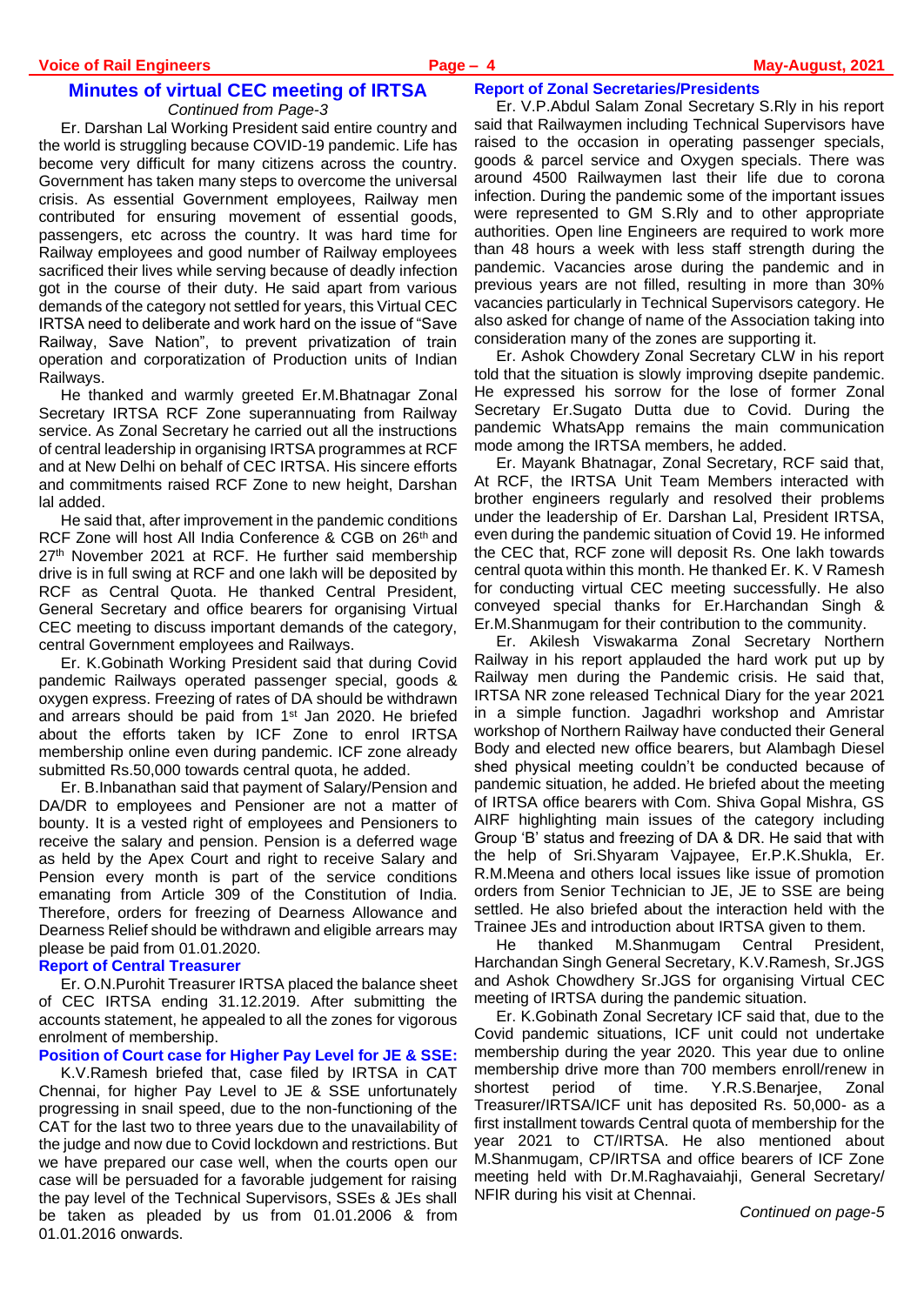## Minutes of virtual CEC meeting of IRTSA

*Continued from Page-3*

Er. Darshan Lal Working President said entire country and the world is struggling because COVID-19 pandemic. Life has become very difficult for many citizens across the country. Government has taken many steps to overcome the universal crisis. As essential Government employees, Railway men contributed for ensuring movement of essential goods, passengers, etc across the country. It was hard time for Railway employees and good number of Railway employees sacrificed their lives while serving because of deadly infection got in the course of their duty. He said apart from various demands of the category not settled for years, this Virtual CEC IRTSA need to deliberate and work hard on the issue of "Save Railway, Save Nation", to prevent privatization of train operation and corporatization of Production units of Indian Railways.

He thanked and warmly greeted Er.M.Bhatnagar Zonal Secretary IRTSA RCF Zone superannuating from Railway service. As Zonal Secretary he carried out all the instructions of central leadership in organising IRTSA programmes at RCF and at New Delhi on behalf of CEC IRTSA. His sincere efforts and commitments raised RCF Zone to new height, Darshan lal added.

He said that, after improvement in the pandemic conditions RCF Zone will host All India Conference & CGB on 26th and 27th November 2021 at RCF. He further said membership drive is in full swing at RCF and one lakh will be deposited by RCF as Central Quota. He thanked Central President, General Secretary and office bearers for organising Virtual CEC meeting to discuss important demands of the category, central Government employees and Railways.

Er. K.Gobinath Working President said that during Covid pandemic Railways operated passenger special, goods & oxygen express. Freezing of rates of DA should be withdrawn and arrears should be paid from 1st Jan 2020. He briefed about the efforts taken by ICF Zone to enrol IRTSA membership online even during pandemic. ICF zone already submitted Rs.50,000 towards central quota, he added.

Er. B.Inbanathan said that payment of Salary/Pension and DA/DR to employees and Pensioner are not a matter of bounty. It is a vested right of employees and Pensioners to receive the salary and pension. Pension is a deferred wage as held by the Apex Court and right to receive Salary and Pension every month is part of the service conditions emanating from Article 309 of the Constitution of India. Therefore, orders for freezing of Dearness Allowance and Dearness Relief should be withdrawn and eligible arrears may please be paid from 01.01.2020.

### Report of Central Treasurer

Er. O.N.Purohit Treasurer IRTSA placed the balance sheet of CEC IRTSA ending 31.12.2019. After submitting the accounts statement, he appealed to all the zones for vigorous enrolment of membership.

### Position of Court case for Higher Pay Level for JE & SSE:

K.V.Ramesh briefed that, case filed by IRTSA in CAT Chennai, for higher Pay Level to JE & SSE unfortunately progressing in snail speed, due to the non-functioning of the CAT for the last two to three years due to the unavailability of the judge and now due to Covid lockdown and restrictions. But we have prepared our case well, when the courts open our case will be persuaded for a favorable judgement for raising the pay level of the Technical Supervisors, SSEs & JEs shall be taken as pleaded by us from 01.01.2006 & from 01.01.2016 onwards.

### Report of Zonal Secretaries/Presidents

Er. V.P.Abdul Salam Zonal Secretary S.Rly in his report said that Railwaymen including Technical Supervisors have raised to the occasion in operating passenger specials, goods & parcel service and Oxygen specials. There was around 4500 Railwaymen last their life due to corona infection. During the pandemic some of the important issues were represented to GM S.Rly and to other appropriate authorities. Open line Engineers are required to work more than 48 hours a week with less staff strength during the pandemic. Vacancies arose during the pandemic and in previous years are not filled, resulting in more than 30% vacancies particularly in Technical Supervisors category. He also asked for change of name of the Association taking into consideration many of the zones are supporting it.

Er. Ashok Chowdery Zonal Secretary CLW in his report told that the situation is slowly improving dsepite pandemic. He expressed his sorrow for the lose of former Zonal Secretary Er.Sugato Dutta due to Covid. During the pandemic WhatsApp remains the main communication mode among the IRTSA members, he added.

Er. Mayank Bhatnagar, Zonal Secretary, RCF said that, At RCF, the IRTSA Unit Team Members interacted with brother engineers regularly and resolved their problems under the leadership of Er. Darshan Lal, President IRTSA, even during the pandemic situation of Covid 19. He informed the CEC that, RCF zone will deposit Rs. One lakh towards central quota within this month. He thanked Er. K. V Ramesh for conducting virtual CEC meeting successfully. He also conveyed special thanks for Er.Harchandan Singh & Er.M.Shanmugam for their contribution to the community.

Er. Akilesh Viswakarma Zonal Secretary Northern Railway in his report applauded the hard work put up by Railway men during the Pandemic crisis. He said that, IRTSA NR zone released Technical Diary for the year 2021 in a simple function. Jagadhri workshop and Amrstar workshop of Northern Railway have conducted their General Body and elected new office bearers, but Alambagh Diesel shed physical meeting couldn't be conducted because of pandemic situation, he added. He briefed about the meeting of IRTSA office bearers with Com. Shiva Gopal Mishra, GS AIRF highlighting main issues of the category including Group 'B' status and freezing of DA & DR. He said that with the help of Sri.Shyaram Vajpayee, Er.P.K.Shukla, Er. R.M.Meena and others local issues like issue of promotion orders from Senior Technician to JE, JE to SSE are being settled. He also briefed about the interaction held with the Trainee JEs and introduction about IRTSA given to them.

He thanked M.Shanmugam Central President, Harchandan Singh General Secretary, K.V.Ramesh, Sr.JGS and Ashok Chowdhery Sr.JGS for organising Virtual CEC meeting of IRTSA during the pandemic situation.

Er. K.Gobinath Zonal Secretary ICF said that, due to the Covid pandemic situations, ICF unit could not undertake membership during the year 2020. This year due to online membership drive more than 700 members enroll/renew in shortest period of time. Y.R.S.Benarjee, Zonal Treasurer/IRTSA/ICF unit has deposited Rs. 50,000- as a first installment towards Central quota of membership for the year 2021 to CT/IRTSA. He also mentioned about M.Shanmugam, CP/IRTSA and office bearers of ICF Zone meeting held with Dr.M.Raghavaiahji, General Secretary/ NFIR during his visit at Chennai.

*Continued on page-5*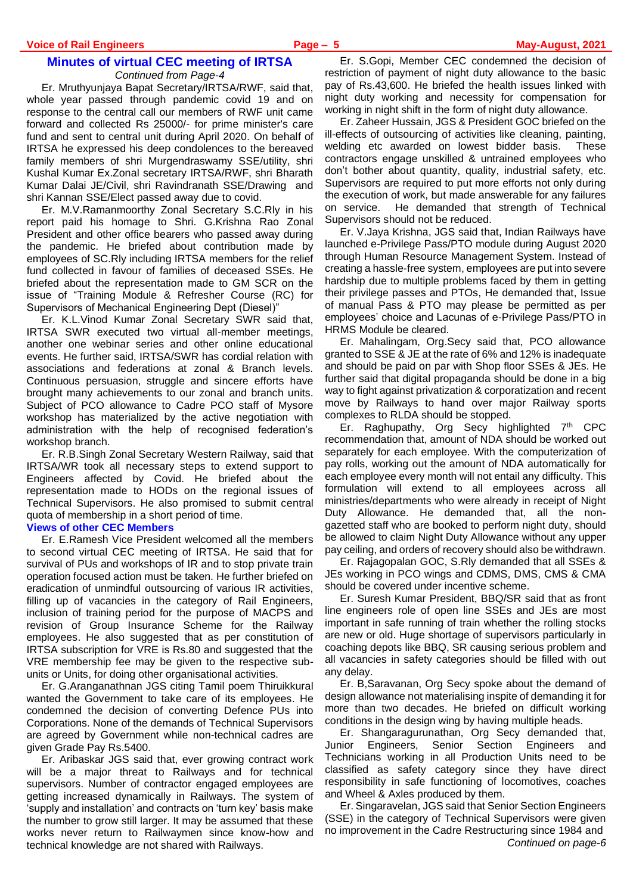## Minutes of virtual CEC meeting of IRTSA

*Continued from Page-4*

Er. Mruthyunjaya Bapat Secretary/IRTSA/RWF, said that, whole year passed through pandemic covid 19 and on response to the central call our members of RWF unit came forward and collected Rs 25000/- for prime minister's care fund and sent to central unit during April 2020. On behalf of IRTSA he expressed his deep condolences to the bereaved family members of shri Murgendraswamy SSE/utility, shri Kushal Kumar Ex.Zonal secretary IRTSA/RWF, shri Bharath Kumar Dalai JE/Civil, shri Ravindranath SSE/Drawing and shri Kannan SSE/Elect passed away due to covid.

Er. M.V.Ramanmoorthy Zonal Secretary S.C.Rly in his report paid his homage to Shri. G.Krishna Rao Zonal President and other office bearers who passed away during the pandemic. He briefed about contribution made by employees of SC.Rly including IRTSA members for the relief fund collected in favour of families of deceased SSEs. He briefed about the representation made to GM SCR on the issue of "Training Module & Refresher Course (RC) for Supervisors of Mechanical Engineering Dept (Diesel)"

Er. K.L.Vinod Kumar Zonal Secretary SWR said that, IRTSA SWR executed two virtual all-member meetings, another one webinar series and other online educational events. He further said, IRTSA/SWR has cordial relation with associations and federations at zonal & Branch levels. Continuous persuasion, struggle and sincere efforts have brought many achievements to our zonal and branch units. Subject of PCO allowance to Cadre PCO staff of Mysore workshop has materialized by the active negotiation with administration with the help of recognised federation's workshop branch.

Er. R.B.Singh Zonal Secretary Western Railway, said that IRTSA/WR took all necessary steps to extend support to Engineers affected by Covid. He briefed about the representation made to HODs on the regional issues of Technical Supervisors. He also promised to submit central quota of membership in a short period of time.

### Views of other CEC Members

Er. E.Ramesh Vice President welcomed all the members to second virtual CEC meeting of IRTSA. He said that for survival of PUs and workshops of IR and to stop private train operation focused action must be taken. He further briefed on eradication of unmindful outsourcing of various IR activities, filling up of vacancies in the category of Rail Engineers, inclusion of training period for the purpose of MACPS and revision of Group Insurance Scheme for the Railway employees. He also suggested that as per constitution of IRTSA subscription for VRE is Rs.80 and suggested that the VRE membership fee may be given to the respective sub-units or Units, for doing other organisational activities.

Er. G.Aranganathnan JGS citing Tamil poem Thiruikkural wanted the Government to take care of its employees. He condemned the decision of converting Defence PUs into Corporations. None of the demands of Technical Supervisors are agreed by Government while non-technical cadres are given Grade Pay Rs.5400.

Er. Aribaskar JGS said that, ever growing contract work will be a major threat to Railways and for technical supervisors. Number of contractor engaged employees are getting increased dynamically in Railways. The system of 'supply and installation' and contracts on 'turn key' basis make the number to grow still larger. It may be assumed that these works never return to Railwaymen since know-how and technical knowledge are not shared with Railways.

Er. S.Gopi, Member CEC condemned the decision of restriction of payment of night duty allowance to the basic pay of Rs.43,600. He briefed the health issues linked with night duty working and necessity for compensation for working in night shift in the form of night duty allowance.

Er. Zaheer Hussain, JGS & President GOC briefed on the ill-effects of outsourcing of activities like cleaning, painting, welding etc awarded on lowest bidder basis. These contractors engage unskilled & untrained employees who don't bother about quantity, quality, industrial safety, etc. Supervisors are required to put more efforts not only during the execution of work, but made answerable for any failures on service. He demanded that strength of Technical Supervisors should not be reduced.

Er. V.Jaya Krishna, JGS said that, Indian Railways have launched e-Privilege Pass/PTO module during August 2020 through Human Resource Management System. Instead of creating a hassle-free system, employees are put into severe hardship due to multiple problems faced by them in getting their privilege passes and PTOs, He demanded that, Issue of manual Pass & PTO may please be permitted as per employees' choice and Lacunas of e-Privilege Pass/PTO in HRMS Module be cleared.

Er. Mahalingam, Org.Secy said that, PCO allowance granted to SSE & JE at the rate of 6% and 12% is inadequate and should be paid on par with Shop floor SSEs & JEs. He further said that digital propaganda should be done in a big way to fight against privatization & corporatization and recent move by Railways to hand over major Railway sports complexes to RLDA should be stopped.

Er. Raghupathy, Org Secy highlighted 7th CPC recommendation that, amount of NDA should be worked out separately for each employee. With the computerization of pay rolls, working out the amount of NDA automatically for each employee every month will not entail any difficulty. This formulation will extend to all employees across all ministries/departments who were already in receipt of Night Duty Allowance. He demanded that, all the non-gazetted staff who are booked to perform night duty, should be allowed to claim Night Duty Allowance without any upper pay ceiling, and orders of recovery should also be withdrawn.

Er. Rajagopalan GOC, S.Rly demanded that all SSEs & JEs working in PCO wings and CDMS, DMS, CMS & CMA should be covered under incentive scheme.

Er. Suresh Kumar President, BBQ/SR said that as front line engineers role of open line SSEs and JEs are most important in safe running of train whether the rolling stocks are new or old. Huge shortage of supervisors particularly in coaching depots like BBQ, SR causing serious problem and all vacancies in safety categories should be filled with out any delay.

Er. B,Saravanan, Org Secy spoke about the demand of design allowance not materialising inspite of demanding it for more than two decades. He briefed on difficult working conditions in the design wing by having multiple heads.

Er. Shangaragurunathan, Org Secy demanded that, Junior Engineers, Senior Section Engineers and Technicians working in all Production Units need to be classified as safety category since they have direct responsibility in safe functioning of locomotives, coaches and Wheel & Axles produced by them.

Er. Singaravelan, JGS said that Senior Section Engineers (SSE) in the category of Technical Supervisors were given no improvement in the Cadre Restructuring since 1984 and

*Continued on page-6*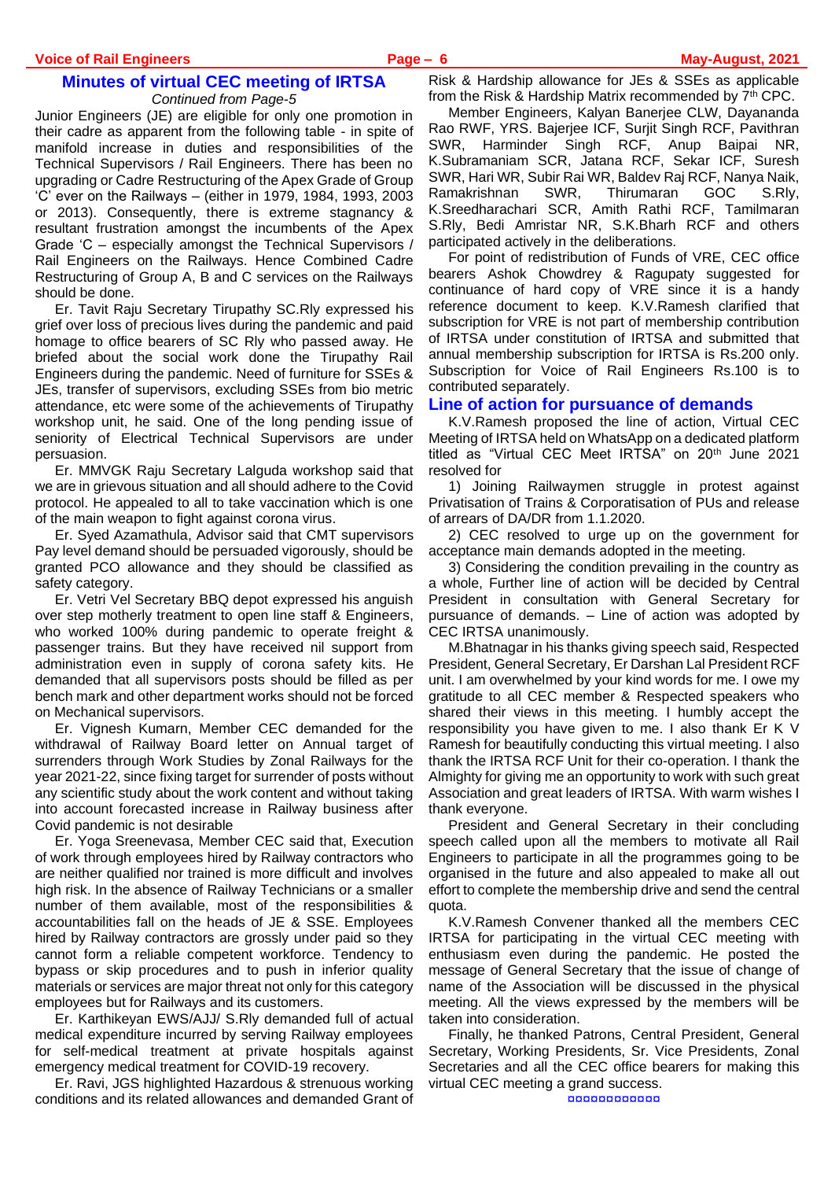## Minutes of virtual CEC meeting of IRTSA

*Continued from Page-5*

Junior Engineers (JE) are eligible for only one promotion in their cadre as apparent from the following table - in spite of manifold increase in duties and responsibilities of the Technical Supervisors / Rail Engineers. There has been no upgrading or Cadre Restructuring of the Apex Grade of Group 'C' ever on the Railways – (either in 1979, 1984, 1993, 2003 or 2013). Consequently, there is extreme stagnancy & resultant frustration amongst the incumbents of the Apex Grade 'C – especially amongst the Technical Supervisors / Rail Engineers on the Railways. Hence Combined Cadre Restructuring of Group A, B and C services on the Railways should be done.

Er. Tavit Raju Secretary Tirupathy SC.Rly expressed his grief over loss of precious lives during the pandemic and paid homage to office bearers of SC Rly who passed away. He briefed about the social work done the Tirupathy Rail Engineers during the pandemic. Need of furniture for SSEs & JEs, transfer of supervisors, excluding SSEs from bio metric attendance, etc were some of the achievements of Tirupathy workshop unit, he said. One of the long pending issue of seniority of Electrical Technical Supervisors are under persuasion.

Er. MMVGK Raju Secretary Lalguda workshop said that we are in grievous situation and all should adhere to the Covid protocol. He appealed to all to take vaccination which is one of the main weapon to fight against corona virus.

Er. Syed Azamathula, Advisor said that CMT supervisors Pay level demand should be persuaded vigorously, should be granted PCO allowance and they should be classified as safety category.

Er. Vetri Vel Secretary BBQ depot expressed his anguish over step motherly treatment to open line staff & Engineers, who worked 100% during pandemic to operate freight & passenger trains. But they have received nil support from administration even in supply of corona safety kits. He demanded that all supervisors posts should be filled as per bench mark and other department works should not be forced on Mechanical supervisors.

Er. Vignesh Kumarn, Member CEC demanded for the withdrawal of Railway Board letter on Annual target of surrenders through Work Studies by Zonal Railways for the year 2021-22, since fixing target for surrender of posts without any scientific study about the work content and without taking into account forecasted increase in Railway business after Covid pandemic is not desirable

Er. Yoga Sreenevasa, Member CEC said that, Execution of work through employees hired by Railway contractors who are neither qualified nor trained is more difficult and involves high risk. In the absence of Railway Technicians or a smaller number of them available, most of the responsibilities & accountabilities fall on the heads of JE & SSE. Employees hired by Railway contractors are grossly under paid so they cannot form a reliable competent workforce. Tendency to bypass or skip procedures and to push in inferior quality materials or services are major threat not only for this category employees but for Railways and its customers.

Er. Karthikeyan EWS/AJJ/ S.Rly demanded full of actual medical expenditure incurred by serving Railway employees for self-medical treatment at private hospitals against emergency medical treatment for COVID-19 recovery.

Er. Ravi, JGS highlighted Hazardous & strenuous working conditions and its related allowances and demanded Grant of Risk & Hardship allowance for JEs & SSEs as applicable from the Risk & Hardship Matrix recommended by 7th CPC.

Member Engineers, Kalyan Banerjee CLW, Dayananda Rao RWF, YRS. Bajerjee ICF, Surjit Singh RCF, Pavithran SWR, Harminder Singh RCF, Anup Baipai NR, K.Subramaniam SCR, Jatana RCF, Sekar ICF, Suresh SWR, Hari WR, Subir Rai WR, Baldev Raj RCF, Nanya Naik, Ramakrishnan SWR, Thirumaran GOC S.Rly, K.Sreedharachari SCR, Amith Rathi RCF, Tamilmaran S.Rly, Bedi Amristar NR, S.K.Bharh RCF and others participated actively in the deliberations.

For point of redistribution of Funds of VRE, CEC office bearers Ashok Chowdrey & Ragupaty suggested for continuance of hard copy of VRE since it is a handy reference document to keep. K.V.Ramesh clarified that subscription for VRE is not part of membership contribution of IRTSA under constitution of IRTSA and submitted that annual membership subscription for IRTSA is Rs.200 only. Subscription for Voice of Rail Engineers Rs.100 is to contributed separately.

## Line of action for pursuance of demands

K.V.Ramesh proposed the line of action, Virtual CEC Meeting of IRTSA held on WhatsApp on a dedicated platform titled as "Virtual CEC Meet IRTSA" on 20th June 2021 resolved for

1) Joining Railwaymen struggle in protest against Privatisation of Trains & Corporatisation of PUs and release of arrears of DA/DR from 1.1.2020.

2) CEC resolved to urge up on the government for acceptance main demands adopted in the meeting.

3) Considering the condition prevailing in the country as a whole, Further line of action will be decided by Central President in consultation with General Secretary for pursuance of demands. – Line of action was adopted by CEC IRTSA unanimously.

M.Bhatnagar in his thanks giving speech said, Respected President, General Secretary, Er Darshan Lal President RCF unit. I am overwhelmed by your kind words for me. I owe my gratitude to all CEC member & Respected speakers who shared their views in this meeting. I humbly accept the responsibility you have given to me. I also thank Er K V Ramesh for beautifully conducting this virtual meeting. I also thank the IRTSA RCF Unit for their co-operation. I thank the Almighty for giving me an opportunity to work with such great Association and great leaders of IRTSA. With warm wishes I thank everyone.

President and General Secretary in their concluding speech called upon all the members to motivate all Rail Engineers to participate in all the programmes going to be organised in the future and also appealed to make all out effort to complete the membership drive and send the central quota.

K.V.Ramesh Convener thanked all the members CEC IRTSA for participating in the virtual CEC meeting with enthusiasm even during the pandemic. He posted the message of General Secretary that the issue of change of name of the Association will be discussed in the physical meeting. All the views expressed by the members will be taken into consideration.

Finally, he thanked Patrons, Central President, General Secretary, Working Presidents, Sr. Vice Presidents, Zonal Secretaries and all the CEC office bearers for making this virtual CEC meeting a grand success.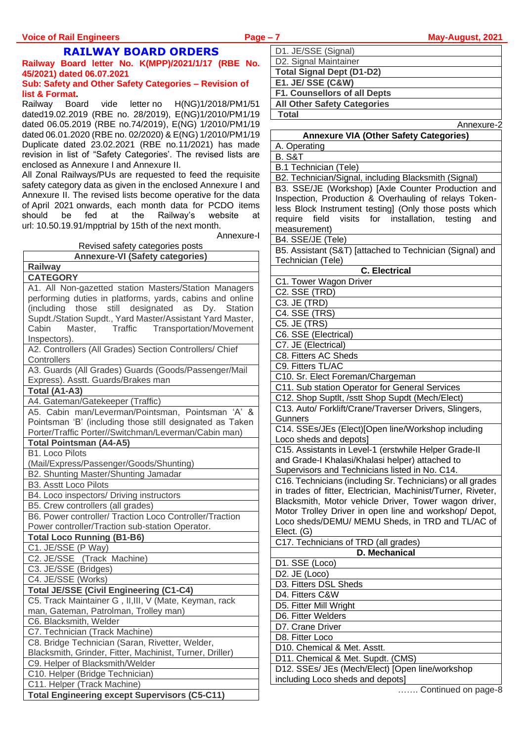## RAILWAY BOARD ORDERS

**Railway Board letter No. K(MPP)/2021/1/17 (RBE No. 45/2021) dated 06.07.2021**

**Sub: Safety and Other Safety Categories – Revision of list & Format.**

Railway Board vide letter no H(NG)1/2018/PM1/51 dated19.02.2019 (RBE no. 28/2019), E(NG)1/2010/PM1/19 dated 06.05.2019 (RBE no.74/2019), E(NG) 1/2010/PM1/19 dated 06.01.2020 (RBE no. 02/2020) & E(NG) 1/2010/PM1/19 Duplicate dated 23.02.2021 (RBE no.11/2021) has made revision in list of "Safety Categories'. The revised lists are enclosed as Annexure I and Annexure II.

All Zonal Railways/PUs are requested to feed the requisite safety category data as given in the enclosed Annexure I and Annexure II. The revised lists become operative for the data of April 2021 onwards, each month data for PCDO items should be fed at the Railway's website at url: 10.50.19.91/mpptrial by 15th of the next month.

Annexure-I

Revised safety categories posts

| Annexure-VI (Safety categories) |
|---|
| **Railway** |
| **CATEGORY** |
| A1. All Non-gazetted station Masters/Station Managers performing duties in platforms, yards, cabins and online (including those still designated as Dy. Station Supdt./Station Supdt., Yard Master/Assistant Yard Master, Cabin Master, Traffic Transportation/Movement Inspectors). |
| A2. Controllers (All Grades) Section Controllers/ Chief Controllers |
| A3. Guards (All Grades) Guards (Goods/Passenger/Mail Express). Asstt. Guards/Brakes man |
| **Total (A1-A3)** |
| A4. Gateman/Gatekeeper (Traffic) |
| A5. Cabin man/Leverman/Pointsman, Pointsman 'A' & Pointsman 'B' (including those still designated as Taken Porter/Traffic Porter//Switchman/Leverman/Cabin man) |
| **Total Pointsman (A4-A5)** |
| B1. Loco Pilots (Mail/Express/Passenger/Goods/Shunting) |
| B2. Shunting Master/Shunting Jamadar |
| B3. Asstt Loco Pilots |
| B4. Loco inspectors/ Driving instructors |
| B5. Crew controllers (all grades) |
| B6. Power controller/ Traction Loco Controller/Traction Power controller/Traction sub-station Operator. |
| **Total Loco Running (B1-B6)** |
| C1. JE/SSE (P Way) |
| C2. JE/SSE (Track Machine) |
| C3. JE/SSE (Bridges) |
| C4. JE/SSE (Works) |
| **Total JE/SSE (Civil Engineering (C1-C4)** |
| C5. Track Maintainer G , II,III, V (Mate, Keyman, rack man, Gateman, Patrolman, Trolley man) |
| C6. Blacksmith, Welder |
| C7. Technician (Track Machine) |
| C8. Bridge Technician (Saran, Rivetter, Welder, Blacksmith, Grinder, Fitter, Machinist, Turner, Driller) |
| C9. Helper of Blacksmith/Welder |
| C10. Helper (Bridge Technician) |
| C11. Helper (Track Machine) |
| **Total Engineering except Supervisors (C5-C11)** |
| D1. JE/SSE (Signal) |
| D2. Signal Maintainer |
| **Total Signal Dept (D1-D2)** |
| **E1. JE/ SSE (C&W)** |
| **F1. Counsellors of all Depts** |
| **All Other Safety Categories** |
| **Total** |

Annexure-2

| Annexure VIA (Other Safety Categories) |
|---|
| A. Operating |
| B. S&T |
| B.1 Technician (Tele) |
| B2. Technician/Signal, including Blacksmith (Signal) |
| B3. SSE/JE (Workshop) [Axle Counter Production and Inspection, Production & Overhauling of relays Token-less Block Instrument testing] (Only those posts which require field visits for installation, testing and measurement) |
| B4. SSE/JE (Tele) |
| B5. Assistant (S&T) [attached to Technician (Signal) and Technician (Tele) |
| **C. Electrical** |
| C1. Tower Wagon Driver |
| C2. SSE (TRD) |
| C3. JE (TRD) |
| C4. SSE (TRS) |
| C5. JE (TRS) |
| C6. SSE (Electrical) |
| C7. JE (Electrical) |
| C8. Fitters AC Sheds |
| C9. Fitters TL/AC |
| C10. Sr. Elect Foreman/Chargeman |
| C11. Sub station Operator for General Services |
| C12. Shop Suptlt, /sstt Shop Supdt (Mech/Elect) |
| C13. Auto/ Forklift/Crane/Traverser Drivers, Slingers, Gunners |
| C14. SSEs/JEs (Elect)[Open line/Workshop including Loco sheds and depots] |
| C15. Assistants in Level-1 (erstwhile Helper Grade-II and Grade-I Khalasi/Khalasi helper) attached to Supervisors and Technicians listed in No. C14. |
| C16. Technicians (including Sr. Technicians) or all grades in trades of fitter, Electrician, Machinist/Turner, Riveter, Blacksmith, Motor vehicle Driver, Tower wagon driver, Motor Trolley Driver in open line and workshop/ Depot, Loco sheds/DEMU/ MEMU Sheds, in TRD and TL/AC of Elect. (G) |
| C17. Technicians of TRD (all grades) |
| **D. Mechanical** |
| D1. SSE (Loco) |
| D2. JE (Loco) |
| D3. Fitters DSL Sheds |
| D4. Fitters C&W |
| D5. Fitter Mill Wright |
| D6. Fitter Welders |
| D7. Crane Driver |
| D8. Fitter Loco |
| D10. Chemical & Met. Asstt. |
| D11. Chemical & Met. Supdt. (CMS) |
| D12. SSEs/ JEs (Mech/Elect) [Open line/workshop including Loco sheds and depots] |

……. Continued on page-8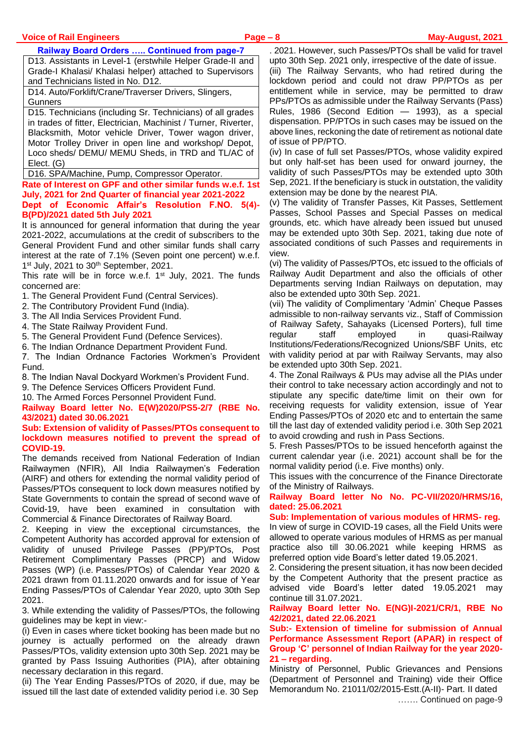**Railway Board Orders ….. Continued from page-7**

| D13. Assistants in Level-1 (erstwhile Helper Grade-II and Grade-I Khalasi/ Khalasi helper) attached to Supervisors and Technicians listed in No. D12. |
|---|
| D14. Auto/Forklift/Crane/Traverser Drivers, Slingers, Gunners |
| D15. Technicians (including Sr. Technicians) of all grades in trades of fitter, Electrician, Machinist / Turner, Riverter, Blacksmith, Motor vehicle Driver, Tower wagon driver, Motor Trolley Driver in open line and workshop/ Depot, Loco sheds/ DEMU/ MEMU Sheds, in TRD and TL/AC of Elect. (G) |
| D16. SPA/Machine, Pump, Compressor Operator. |

**Rate of Interest on GPF and other similar funds w.e.f. 1st July, 2021 for 2nd Quarter of financial year 2021-2022**

**Dept of Economic Affair's Resolution F.NO. 5(4)-B(PD)/2021 dated 5th July 2021**

It is announced for general information that during the year 2021-2022, accumulations at the credit of subscribers to the General Provident Fund and other similar funds shall carry interest at the rate of 7.1% (Seven point one percent) w.e.f. 1st July, 2021 to 30th September, 2021.

This rate will be in force w.e.f. 1st July, 2021. The funds concerned are:

1. The General Provident Fund (Central Services).
2. The Contributory Provident Fund (India).
3. The All India Services Provident Fund.
4. The State Railway Provident Fund.
5. The General Provident Fund (Defence Services).
6. The Indian Ordnance Department Provident Fund.
7. The Indian Ordnance Factories Workmen's Provident Fund.
8. The Indian Naval Dockyard Workmen's Provident Fund.
9. The Defence Services Officers Provident Fund.
10. The Armed Forces Personnel Provident Fund.

**Railway Board letter No. E(W)2020/PS5-2/7 (RBE No. 43/2021) dated 30.06.2021**

**Sub: Extension of validity of Passes/PTOs consequent to lockdown measures notified to prevent the spread of COVID-19.**

The demands received from National Federation of Indian Railwaymen (NFIR), All India Railwaymen's Federation (AIRF) and others for extending the normal validity period of Passes/PTOs consequent to lock down measures notified by State Governments to contain the spread of second wave of Covid-19, have been examined in consultation with Commercial & Finance Directorates of Railway Board.

2. Keeping in view the exceptional circumstances, the Competent Authority has accorded approval for extension of validity of unused Privilege Passes (PP)/PTOs, Post Retirement Complimentary Passes (PRCP) and Widow Passes (WP) (i.e. Passes/PTOs) of Calendar Year 2020 & 2021 drawn from 01.11.2020 onwards and for issue of Year Ending Passes/PTOs of Calendar Year 2020, upto 30th Sep 2021.

3. While extending the validity of Passes/PTOs, the following guidelines may be kept in view:-

(i) Even in cases where ticket booking has been made but no journey is actually performed on the already drawn Passes/PTOs, validity extension upto 30th Sep. 2021 may be granted by Pass Issuing Authorities (PIA), after obtaining necessary declaration in this regard.

(ii) The Year Ending Passes/PTOs of 2020, if due, may be issued till the last date of extended validity period i.e. 30 Sep. 2021. However, such Passes/PTOs shall be valid for travel upto 30th Sep. 2021 only, irrespective of the date of issue.

(iii) The Railway Servants, who had retired during the lockdown period and could not draw PP/PTOs as per entitlement while in service, may be permitted to draw PPs/PTOs as admissible under the Railway Servants (Pass) Rules, 1986 (Second Edition — 1993), as a special dispensation. PP/PTOs in such cases may be issued on the above lines, reckoning the date of retirement as notional date of issue of PP/PTO.

(iv) In case of full set Passes/PTOs, whose validity expired but only half-set has been used for onward journey, the validity of such Passes/PTOs may be extended upto 30th Sep, 2021. If the beneficiary is stuck in outstation, the validity extension may be done by the nearest PIA.

(v) The validity of Transfer Passes, Kit Passes, Settlement Passes, School Passes and Special Passes on medical grounds, etc. which have already been issued but unused may be extended upto 30th Sep. 2021, taking due note of associated conditions of such Passes and requirements in view.

(vi) The validity of Passes/PTOs, etc issued to the officials of Railway Audit Department and also the officials of other Departments serving Indian Railways on deputation, may also be extended upto 30th Sep. 2021.

(vii) The validity of Complimentary 'Admin' Cheque Passes admissible to non-railway servants viz., Staff of Commission of Railway Safety, Sahayaks (Licensed Porters), full time regular staff employed in quasi-Railway Institutions/Federations/Recognized Unions/SBF Units, etc with validity period at par with Railway Servants, may also be extended upto 30th Sep. 2021.

4. The Zonal Railways & PUs may advise all the PIAs under their control to take necessary action accordingly and not to stipulate any specific date/time limit on their own for receiving requests for validity extension, issue of Year Ending Passes/PTOs of 2020 etc and to entertain the same till the last day of extended validity period i.e. 30th Sep 2021 to avoid crowding and rush in Pass Sections.

5. Fresh Passes/PTOs to be issued henceforth against the current calendar year (i.e. 2021) account shall be for the normal validity period (i.e. Five months) only.

This issues with the concurrence of the Finance Directorate of the Ministry of Railways.

**Railway Board letter No No. PC-VII/2020/HRMS/16, dated: 25.06.2021**

**Sub: Implementation of various modules of HRMS- reg.**

In view of surge in COVID-19 cases, all the Field Units were allowed to operate various modules of HRMS as per manual practice also till 30.06.2021 while keeping HRMS as preferred option vide Board's letter dated 19.05.2021.

2. Considering the present situation, it has now been decided by the Competent Authority that the present practice as advised vide Board's letter dated 19.05.2021 may continue till 31.07.2021.

**Railway Board letter No. E(NG)I-2021/CR/1, RBE No 42/2021, dated 22.06.2021**

**Sub:- Extension of timeline for submission of Annual Performance Assessment Report (APAR) in respect of Group 'C' personnel of Indian Railway for the year 2020-21 – regarding.**

Ministry of Personnel, Public Grievances and Pensions (Department of Personnel and Training) vide their Office Memorandum No. 21011/02/2015-Estt.(A-II)- Part. II dated

……. Continued on page-9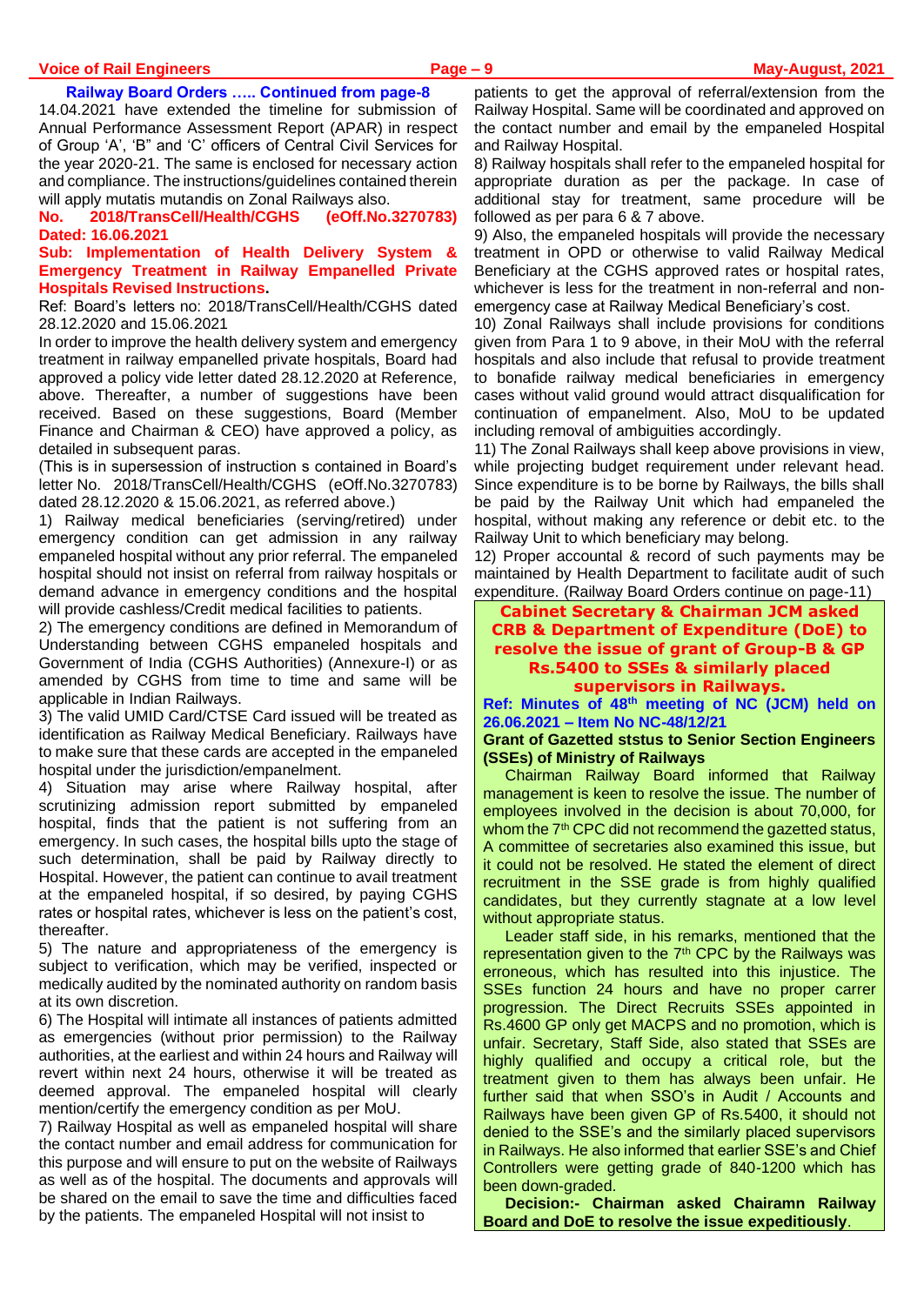**Railway Board Orders ….. Continued from page-8**

14.04.2021 have extended the timeline for submission of Annual Performance Assessment Report (APAR) in respect of Group 'A', 'B" and 'C' officers of Central Civil Services for the year 2020-21. The same is enclosed for necessary action and compliance. The instructions/guidelines contained therein will apply mutatis mutandis on Zonal Railways also.

**No. 2018/TransCell/Health/CGHS (eOff.No.3270783) Dated: 16.06.2021**

**Sub: Implementation of Health Delivery System & Emergency Treatment in Railway Empanelled Private Hospitals Revised Instructions.**

Ref: Board's letters no: 2018/TransCell/Health/CGHS dated 28.12.2020 and 15.06.2021

In order to improve the health delivery system and emergency treatment in railway empanelled private hospitals, Board had approved a policy vide letter dated 28.12.2020 at Reference, above. Thereafter, a number of suggestions have been received. Based on these suggestions, Board (Member Finance and Chairman & CEO) have approved a policy, as detailed in subsequent paras.

(This is in supersession of instruction s contained in Board's letter No. 2018/TransCell/Health/CGHS (eOff.No.3270783) dated 28.12.2020 & 15.06.2021, as referred above.)

1) Railway medical beneficiaries (serving/retired) under emergency condition can get admission in any railway empaneled hospital without any prior referral. The empaneled hospital should not insist on referral from railway hospitals or demand advance in emergency conditions and the hospital will provide cashless/Credit medical facilities to patients.

2) The emergency conditions are defined in Memorandum of Understanding between CGHS empaneled hospitals and Government of India (CGHS Authorities) (Annexure-I) or as amended by CGHS from time to time and same will be applicable in Indian Railways.

3) The valid UMID Card/CTSE Card issued will be treated as identification as Railway Medical Beneficiary. Railways have to make sure that these cards are accepted in the empaneled hospital under the jurisdiction/empanelment.

4) Situation may arise where Railway hospital, after scrutinizing admission report submitted by empaneled hospital, finds that the patient is not suffering from an emergency. In such cases, the hospital bills upto the stage of such determination, shall be paid by Railway directly to Hospital. However, the patient can continue to avail treatment at the empaneled hospital, if so desired, by paying CGHS rates or hospital rates, whichever is less on the patient's cost, thereafter.

5) The nature and appropriateness of the emergency is subject to verification, which may be verified, inspected or medically audited by the nominated authority on random basis at its own discretion.

6) The Hospital will intimate all instances of patients admitted as emergencies (without prior permission) to the Railway authorities, at the earliest and within 24 hours and Railway will revert within next 24 hours, otherwise it will be treated as deemed approval. The empaneled hospital will clearly mention/certify the emergency condition as per MoU.

7) Railway Hospital as well as empaneled hospital will share the contact number and email address for communication for this purpose and will ensure to put on the website of Railways as well as of the hospital. The documents and approvals will be shared on the email to save the time and difficulties faced by the patients. The empaneled Hospital will not insist to patients to get the approval of referral/extension from the Railway Hospital. Same will be coordinated and approved on the contact number and email by the empaneled Hospital and Railway Hospital.

8) Railway hospitals shall refer to the empaneled hospital for appropriate duration as per the package. In case of additional stay for treatment, same procedure will be followed as per para 6 & 7 above.

9) Also, the empaneled hospitals will provide the necessary treatment in OPD or otherwise to valid Railway Medical Beneficiary at the CGHS approved rates or hospital rates, whichever is less for the treatment in non-referral and non-emergency case at Railway Medical Beneficiary's cost.

10) Zonal Railways shall include provisions for conditions given from Para 1 to 9 above, in their MoU with the referral hospitals and also include that refusal to provide treatment to bonafide railway medical beneficiaries in emergency cases without valid ground would attract disqualification for continuation of empanelment. Also, MoU to be updated including removal of ambiguities accordingly.

11) The Zonal Railways shall keep above provisions in view, while projecting budget requirement under relevant head. Since expenditure is to be borne by Railways, the bills shall be paid by the Railway Unit which had empaneled the hospital, without making any reference or debit etc. to the Railway Unit to which beneficiary may belong.

12) Proper accountal & record of such payments may be maintained by Health Department to facilitate audit of such expenditure. (Railway Board Orders continue on page-11)

## Cabinet Secretary & Chairman JCM asked CRB & Department of Expenditure (DoE) to resolve the issue of grant of Group-B & GP Rs.5400 to SSEs & similarly placed supervisors in Railways.

**Ref: Minutes of 48th meeting of NC (JCM) held on 26.06.2021 – Item No NC-48/12/21**

**Grant of Gazetted ststus to Senior Section Engineers (SSEs) of Ministry of Railways**

Chairman Railway Board informed that Railway management is keen to resolve the issue. The number of employees involved in the decision is about 70,000, for whom the 7th CPC did not recommend the gazetted status, A committee of secretaries also examined this issue, but it could not be resolved. He stated the element of direct recruitment in the SSE grade is from highly qualified candidates, but they currently stagnate at a low level without appropriate status.

Leader staff side, in his remarks, mentioned that the representation given to the 7th CPC by the Railways was erroneous, which has resulted into this injustice. The SSEs function 24 hours and have no proper carrer progression. The Direct Recruits SSEs appointed in Rs.4600 GP only get MACPS and no promotion, which is unfair. Secretary, Staff Side, also stated that SSEs are highly qualified and occupy a critical role, but the treatment given to them has always been unfair. He further said that when SSO's in Audit / Accounts and Railways have been given GP of Rs.5400, it should not denied to the SSE's and the similarly placed supervisors in Railways. He also informed that earlier SSE's and Chief Controllers were getting grade of 840-1200 which has been down-graded.

**Decision:- Chairman asked Chairamn Railway Board and DoE to resolve the issue expeditiously**.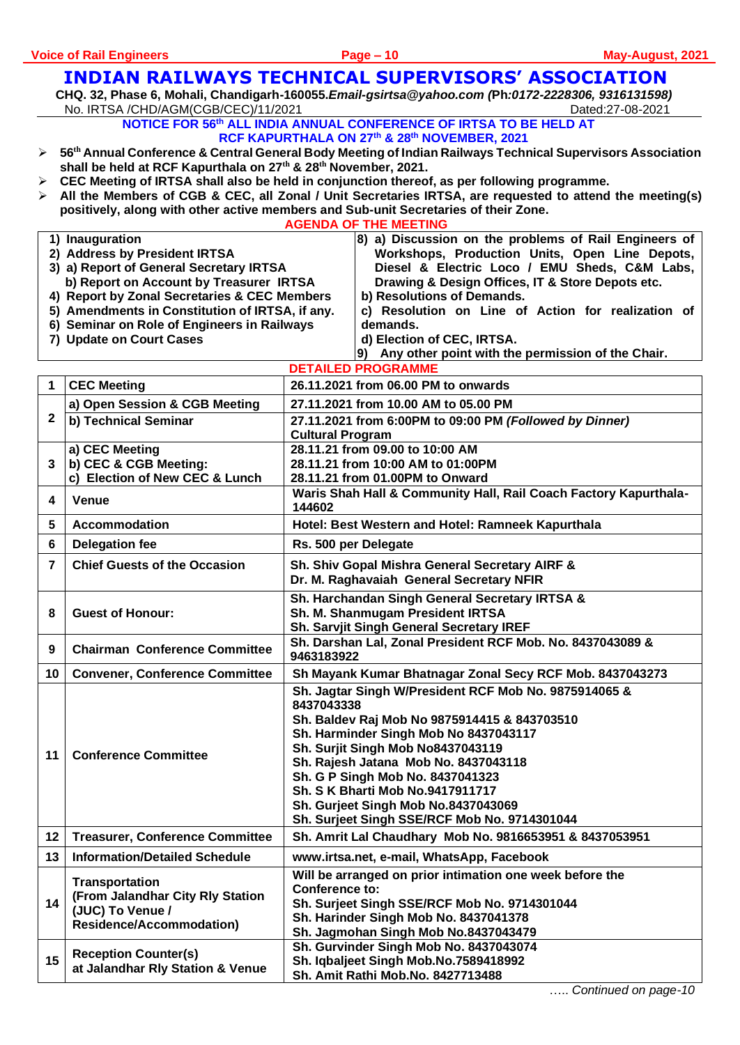# INDIAN RAILWAYS TECHNICAL SUPERVISORS' ASSOCIATION

**CHQ. 32, Phase 6, Mohali, Chandigarh-160055.*Email-gsirtsa@yahoo.com (*Ph:*0172-2228306, 9316131598)***

No. IRTSA /CHD/AGM(CGB/CEC)/11/2021 Dated:27-08-2021

**NOTICE FOR 56th ALL INDIA ANNUAL CONFERENCE OF IRTSA TO BE HELD AT RCF KAPURTHALA ON 27th & 28th NOVEMBER, 2021**

- **56th Annual Conference & Central General Body Meeting of Indian Railways Technical Supervisors Association shall be held at RCF Kapurthala on 27th & 28th November, 2021.**
- **CEC Meeting of IRTSA shall also be held in conjunction thereof, as per following programme.**
- **All the Members of CGB & CEC, all Zonal / Unit Secretaries IRTSA, are requested to attend the meeting(s) positively, along with other active members and Sub-unit Secretaries of their Zone.**

**AGENDA OF THE MEETING**

1) Inauguration
2) Address by President IRTSA
3) a) Report of General Secretary IRTSA
   b) Report on Account by Treasurer IRTSA
4) Report by Zonal Secretaries & CEC Members
5) Amendments in Constitution of IRTSA, if any.
6) Seminar on Role of Engineers in Railways
7) Update on Court Cases
8) a) Discussion on the problems of Rail Engineers of Workshops, Production Units, Open Line Depots, Diesel & Electric Loco / EMU Sheds, C&M Labs, Drawing & Design Offices, IT & Store Depots etc.
   b) Resolutions of Demands.
   c) Resolution on Line of Action for realization of demands.
   d) Election of CEC, IRTSA.
9) Any other point with the permission of the Chair.

**DETAILED PROGRAMME**

| | | |
|---|---|---|
| 1 | CEC Meeting | 26.11.2021 from 06.00 PM to onwards |
| 2 | a) Open Session & CGB Meeting<br>b) Technical Seminar | 27.11.2021 from 10.00 AM to 05.00 PM<br>27.11.2021 from 6:00PM to 09:00 PM *(Followed by Dinner)* Cultural Program |
| 3 | a) CEC Meeting<br>b) CEC & CGB Meeting:<br>c) Election of New CEC & Lunch | 28.11.21 from 09.00 to 10:00 AM<br>28.11.21 from 10:00 AM to 01:00PM<br>28.11.21 from 01.00PM to Onward |
| 4 | Venue | Waris Shah Hall & Community Hall, Rail Coach Factory Kapurthala-144602 |
| 5 | Accommodation | Hotel: Best Western and Hotel: Ramneek Kapurthala |
| 6 | Delegation fee | Rs. 500 per Delegate |
| 7 | Chief Guests of the Occasion | Sh. Shiv Gopal Mishra General Secretary AIRF &<br>Dr. M. Raghavaiah General Secretary NFIR |
| 8 | Guest of Honour: | Sh. Harchandan Singh General Secretary IRTSA &<br>Sh. M. Shanmugam President IRTSA<br>Sh. Sarvjit Singh General Secretary IREF |
| 9 | Chairman Conference Committee | Sh. Darshan Lal, Zonal President RCF Mob. No. 8437043089 & 9463183922 |
| 10 | Convener, Conference Committee | Sh Mayank Kumar Bhatnagar Zonal Secy RCF Mob. 8437043273 |
| 11 | Conference Committee | Sh. Jagtar Singh W/President RCF Mob No. 9875914065 & 8437043338<br>Sh. Baldev Raj Mob No 9875914415 & 843703510<br>Sh. Harminder Singh Mob No 8437043117<br>Sh. Surjit Singh Mob No8437043119<br>Sh. Rajesh Jatana Mob No. 8437043118<br>Sh. G P Singh Mob No. 8437041323<br>Sh. S K Bharti Mob No.9417911717<br>Sh. Gurjeet Singh Mob No.8437043069<br>Sh. Surjeet Singh SSE/RCF Mob No. 9714301044 |
| 12 | Treasurer, Conference Committee | Sh. Amrit Lal Chaudhary Mob No. 9816653951 & 8437053951 |
| 13 | Information/Detailed Schedule | www.irtsa.net, e-mail, WhatsApp, Facebook |
| 14 | Transportation (From Jalandhar City Rly Station (JUC) To Venue / Residence/Accommodation) | Will be arranged on prior intimation one week before the Conference to:<br>Sh. Surjeet Singh SSE/RCF Mob No. 9714301044<br>Sh. Harinder Singh Mob No. 8437041378<br>Sh. Jagmohan Singh Mob No.8437043479 |
| 15 | Reception Counter(s) at Jalandhar Rly Station & Venue | Sh. Gurvinder Singh Mob No. 8437043074<br>Sh. Iqbaljeet Singh Mob.No.7589418992<br>Sh. Amit Rathi Mob.No. 8427713488 |

*….. Continued on page-10*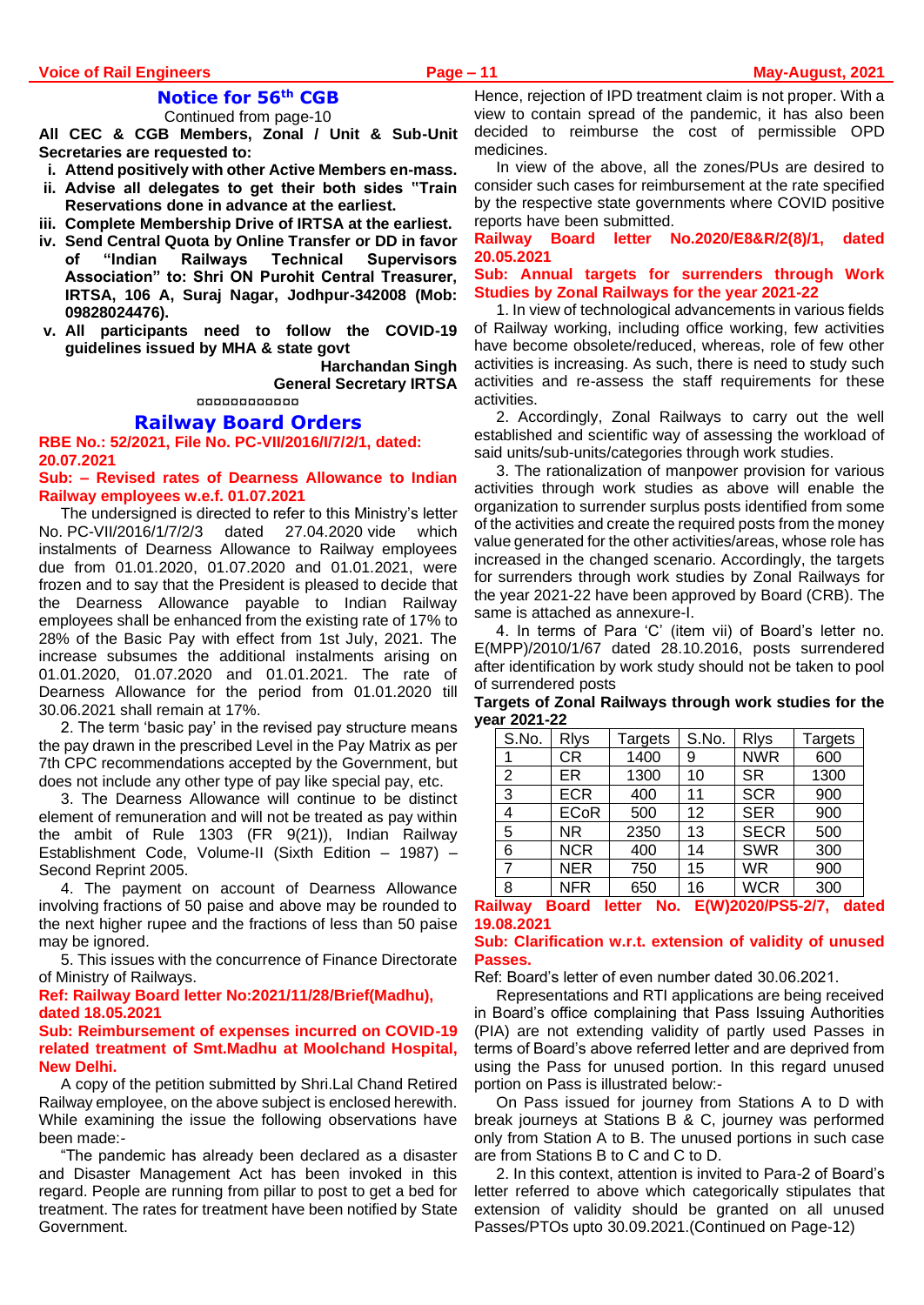## Notice for 56th CGB

Continued from page-10

**All CEC & CGB Members, Zonal / Unit & Sub-Unit Secretaries are requested to:**

i. **Attend positively with other Active Members en-mass.**
ii. **Advise all delegates to get their both sides "Train Reservations done in advance at the earliest.**
iii. **Complete Membership Drive of IRTSA at the earliest.**
iv. **Send Central Quota by Online Transfer or DD in favor of "Indian Railways Technical Supervisors Association" to: Shri ON Purohit Central Treasurer, IRTSA, 106 A, Suraj Nagar, Jodhpur-342008 (Mob: 09828024476).**
v. **All participants need to follow the COVID-19 guidelines issued by MHA & state govt**

**Harchandan Singh**
**General Secretary IRTSA**

¤¤¤¤¤¤¤¤¤¤¤¤

## Railway Board Orders

**RBE No.: 52/2021, File No. PC-VII/2016/I/7/2/1, dated: 20.07.2021**

**Sub: – Revised rates of Dearness Allowance to Indian Railway employees w.e.f. 01.07.2021**

The undersigned is directed to refer to this Ministry's letter No. PC-VII/2016/1/7/2/3 dated 27.04.2020 vide which instalments of Dearness Allowance to Railway employees due from 01.01.2020, 01.07.2020 and 01.01.2021, were frozen and to say that the President is pleased to decide that the Dearness Allowance payable to Indian Railway employees shall be enhanced from the existing rate of 17% to 28% of the Basic Pay with effect from 1st July, 2021. The increase subsumes the additional instalments arising on 01.01.2020, 01.07.2020 and 01.01.2021. The rate of Dearness Allowance for the period from 01.01.2020 till 30.06.2021 shall remain at 17%.

2. The term 'basic pay' in the revised pay structure means the pay drawn in the prescribed Level in the Pay Matrix as per 7th CPC recommendations accepted by the Government, but does not include any other type of pay like special pay, etc.

3. The Dearness Allowance will continue to be distinct element of remuneration and will not be treated as pay within the ambit of Rule 1303 (FR 9(21)), Indian Railway Establishment Code, Volume-II (Sixth Edition – 1987) – Second Reprint 2005.

4. The payment on account of Dearness Allowance involving fractions of 50 paise and above may be rounded to the next higher rupee and the fractions of less than 50 paise may be ignored.

5. This issues with the concurrence of Finance Directorate of Ministry of Railways.

**Ref: Railway Board letter No:2021/11/28/Brief(Madhu), dated 18.05.2021**

**Sub: Reimbursement of expenses incurred on COVID-19 related treatment of Smt.Madhu at Moolchand Hospital, New Delhi.**

A copy of the petition submitted by Shri.Lal Chand Retired Railway employee, on the above subject is enclosed herewith. While examining the issue the following observations have been made:-

"The pandemic has already been declared as a disaster and Disaster Management Act has been invoked in this regard. People are running from pillar to post to get a bed for treatment. The rates for treatment have been notified by State Government. Hence, rejection of IPD treatment claim is not proper. With a view to contain spread of the pandemic, it has also been decided to reimburse the cost of permissible OPD medicines.

In view of the above, all the zones/PUs are desired to consider such cases for reimbursement at the rate specified by the respective state governments where COVID positive reports have been submitted.

**Railway Board letter No.2020/E8&R/2(8)/1, dated 20.05.2021**

**Sub: Annual targets for surrenders through Work Studies by Zonal Railways for the year 2021-22**

1. In view of technological advancements in various fields of Railway working, including office working, few activities have become obsolete/reduced, whereas, role of few other activities is increasing. As such, there is need to study such activities and re-assess the staff requirements for these activities.

2. Accordingly, Zonal Railways to carry out the well established and scientific way of assessing the workload of said units/sub-units/categories through work studies.

3. The rationalization of manpower provision for various activities through work studies as above will enable the organization to surrender surplus posts identified from some of the activities and create the required posts from the money value generated for the other activities/areas, whose role has increased in the changed scenario. Accordingly, the targets for surrenders through work studies by Zonal Railways for the year 2021-22 have been approved by Board (CRB). The same is attached as annexure-I.

4. In terms of Para 'C' (item vii) of Board's letter no. E(MPP)/2010/1/67 dated 28.10.2016, posts surrendered after identification by work study should not be taken to pool of surrendered posts

**Targets of Zonal Railways through work studies for the year 2021-22**

| S.No. | Rlys | Targets | S.No. | Rlys | Targets |
|---|---|---|---|---|---|
| 1 | CR | 1400 | 9 | NWR | 600 |
| 2 | ER | 1300 | 10 | SR | 1300 |
| 3 | ECR | 400 | 11 | SCR | 900 |
| 4 | ECoR | 500 | 12 | SER | 900 |
| 5 | NR | 2350 | 13 | SECR | 500 |
| 6 | NCR | 400 | 14 | SWR | 300 |
| 7 | NER | 750 | 15 | WR | 900 |
| 8 | NFR | 650 | 16 | WCR | 300 |

**Railway Board letter No. E(W)2020/PS5-2/7, dated 19.08.2021**

**Sub: Clarification w.r.t. extension of validity of unused Passes.**

Ref: Board's letter of even number dated 30.06.2021.

Representations and RTI applications are being received in Board's office complaining that Pass Issuing Authorities (PIA) are not extending validity of partly used Passes in terms of Board's above referred letter and are deprived from using the Pass for unused portion. In this regard unused portion on Pass is illustrated below:-

On Pass issued for journey from Stations A to D with break journeys at Stations B & C, journey was performed only from Station A to B. The unused portions in such case are from Stations B to C and C to D.

2. In this context, attention is invited to Para-2 of Board's letter referred to above which categorically stipulates that extension of validity should be granted on all unused Passes/PTOs upto 30.09.2021.(Continued on Page-12)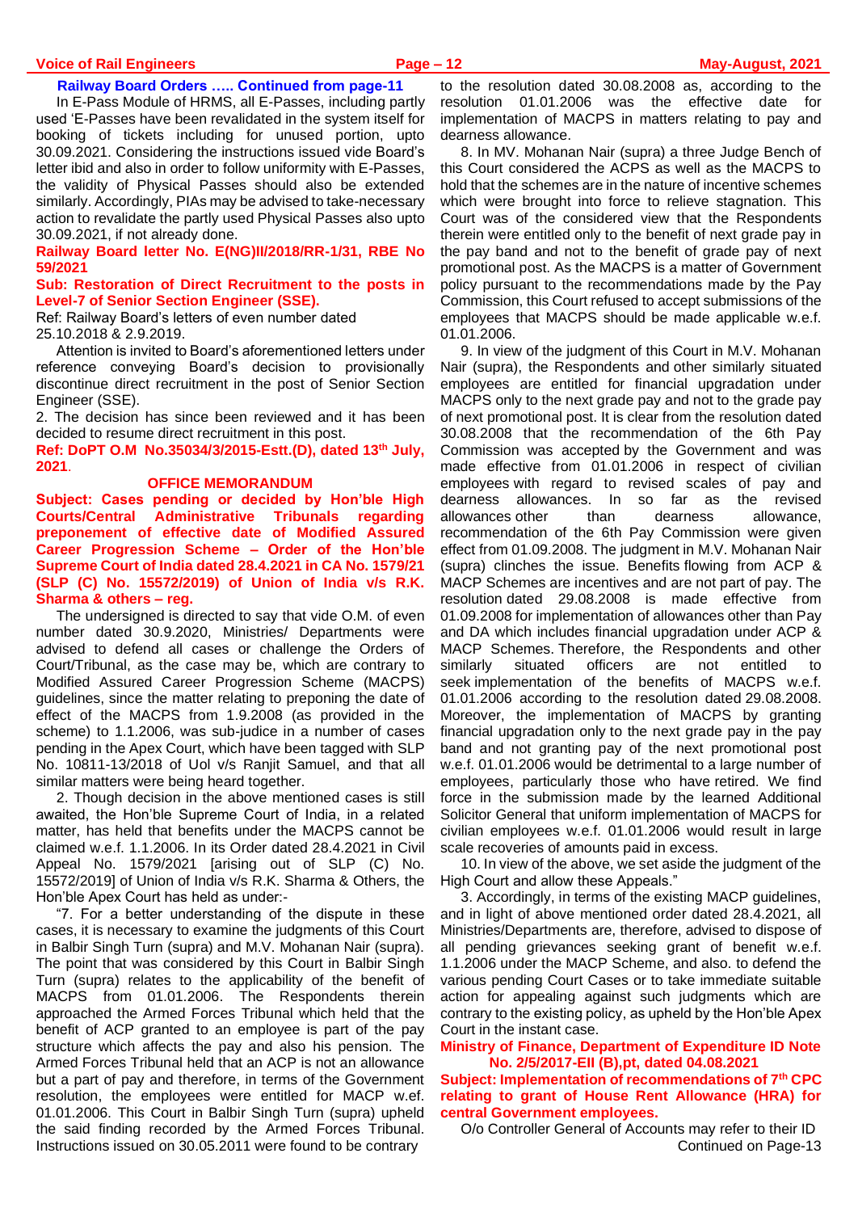**Railway Board Orders ….. Continued from page-11**

In E-Pass Module of HRMS, all E-Passes, including partly used 'E-Passes have been revalidated in the system itself for booking of tickets including for unused portion, upto 30.09.2021. Considering the instructions issued vide Board's letter ibid and also in order to follow uniformity with E-Passes, the validity of Physical Passes should also be extended similarly. Accordingly, PIAs may be advised to take-necessary action to revalidate the partly used Physical Passes also upto 30.09.2021, if not already done.

**Railway Board letter No. E(NG)II/2018/RR-1/31, RBE No 59/2021**

**Sub: Restoration of Direct Recruitment to the posts in Level-7 of Senior Section Engineer (SSE).**

Ref: Railway Board's letters of even number dated 25.10.2018 & 2.9.2019.

Attention is invited to Board's aforementioned letters under reference conveying Board's decision to provisionally discontinue direct recruitment in the post of Senior Section Engineer (SSE).

2. The decision has since been reviewed and it has been decided to resume direct recruitment in this post.

**Ref: DoPT O.M No.35034/3/2015-Estt.(D), dated 13th July, 2021**.

**OFFICE MEMORANDUM**

**Subject: Cases pending or decided by Hon'ble High Courts/Central Administrative Tribunals regarding preponement of effective date of Modified Assured Career Progression Scheme – Order of the Hon'ble Supreme Court of India dated 28.4.2021 in CA No. 1579/21 (SLP (C) No. 15572/2019) of Union of India v/s R.K. Sharma & others – reg.**

The undersigned is directed to say that vide O.M. of even number dated 30.9.2020, Ministries/ Departments were advised to defend all cases or challenge the Orders of Court/Tribunal, as the case may be, which are contrary to Modified Assured Career Progression Scheme (MACPS) guidelines, since the matter relating to preponing the date of effect of the MACPS from 1.9.2008 (as provided in the scheme) to 1.1.2006, was sub-judice in a number of cases pending in the Apex Court, which have been tagged with SLP No. 10811-13/2018 of UoI v/s Ranjit Samuel, and that all similar matters were being heard together.

2. Though decision in the above mentioned cases is still awaited, the Hon'ble Supreme Court of India, in a related matter, has held that benefits under the MACPS cannot be claimed w.e.f. 1.1.2006. In its Order dated 28.4.2021 in Civil Appeal No. 1579/2021 [arising out of SLP (C) No. 15572/2019] of Union of India v/s R.K. Sharma & Others, the Hon'ble Apex Court has held as under:-

"7. For a better understanding of the dispute in these cases, it is necessary to examine the judgments of this Court in Balbir Singh Turn (supra) and M.V. Mohanan Nair (supra). The point that was considered by this Court in Balbir Singh Turn (supra) relates to the applicability of the benefit of MACPS from 01.01.2006. The Respondents therein approached the Armed Forces Tribunal which held that the benefit of ACP granted to an employee is part of the pay structure which affects the pay and also his pension. The Armed Forces Tribunal held that an ACP is not an allowance but a part of pay and therefore, in terms of the Government resolution, the employees were entitled for MACP w.ef. 01.01.2006. This Court in Balbir Singh Turn (supra) upheld the said finding recorded by the Armed Forces Tribunal. Instructions issued on 30.05.2011 were found to be contrary to the resolution dated 30.08.2008 as, according to the resolution 01.01.2006 was the effective date for implementation of MACPS in matters relating to pay and dearness allowance.

8. In MV. Mohanan Nair (supra) a three Judge Bench of this Court considered the ACPS as well as the MACPS to hold that the schemes are in the nature of incentive schemes which were brought into force to relieve stagnation. This Court was of the considered view that the Respondents therein were entitled only to the benefit of next grade pay in the pay band and not to the benefit of grade pay of next promotional post. As the MACPS is a matter of Government policy pursuant to the recommendations made by the Pay Commission, this Court refused to accept submissions of the employees that MACPS should be made applicable w.e.f. 01.01.2006.

9. In view of the judgment of this Court in M.V. Mohanan Nair (supra), the Respondents and other similarly situated employees are entitled for financial upgradation under MACPS only to the next grade pay and not to the grade pay of next promotional post. It is clear from the resolution dated 30.08.2008 that the recommendation of the 6th Pay Commission was accepted by the Government and was made effective from 01.01.2006 in respect of civilian employees with regard to revised scales of pay and dearness allowances. In so far as the revised allowances other than dearness allowance, recommendation of the 6th Pay Commission were given effect from 01.09.2008. The judgment in M.V. Mohanan Nair (supra) clinches the issue. Benefits flowing from ACP & MACP Schemes are incentives and are not part of pay. The resolution dated 29.08.2008 is made effective from 01.09.2008 for implementation of allowances other than Pay and DA which includes financial upgradation under ACP & MACP Schemes. Therefore, the Respondents and other similarly situated officers are not entitled to seek implementation of the benefits of MACPS w.e.f. 01.01.2006 according to the resolution dated 29.08.2008. Moreover, the implementation of MACPS by granting financial upgradation only to the next grade pay in the pay band and not granting pay of the next promotional post w.e.f. 01.01.2006 would be detrimental to a large number of employees, particularly those who have retired. We find force in the submission made by the learned Additional Solicitor General that uniform implementation of MACPS for civilian employees w.e.f. 01.01.2006 would result in large scale recoveries of amounts paid in excess.

10. In view of the above, we set aside the judgment of the High Court and allow these Appeals."

3. Accordingly, in terms of the existing MACP guidelines, and in light of above mentioned order dated 28.4.2021, all Ministries/Departments are, therefore, advised to dispose of all pending grievances seeking grant of benefit w.e.f. 1.1.2006 under the MACP Scheme, and also. to defend the various pending Court Cases or to take immediate suitable action for appealing against such judgments which are contrary to the existing policy, as upheld by the Hon'ble Apex Court in the instant case.

**Ministry of Finance, Department of Expenditure ID Note No. 2/5/2017-EII (B),pt, dated 04.08.2021**

**Subject: Implementation of recommendations of 7th CPC relating to grant of House Rent Allowance (HRA) for central Government employees.**

O/o Controller General of Accounts may refer to their ID

Continued on Page-13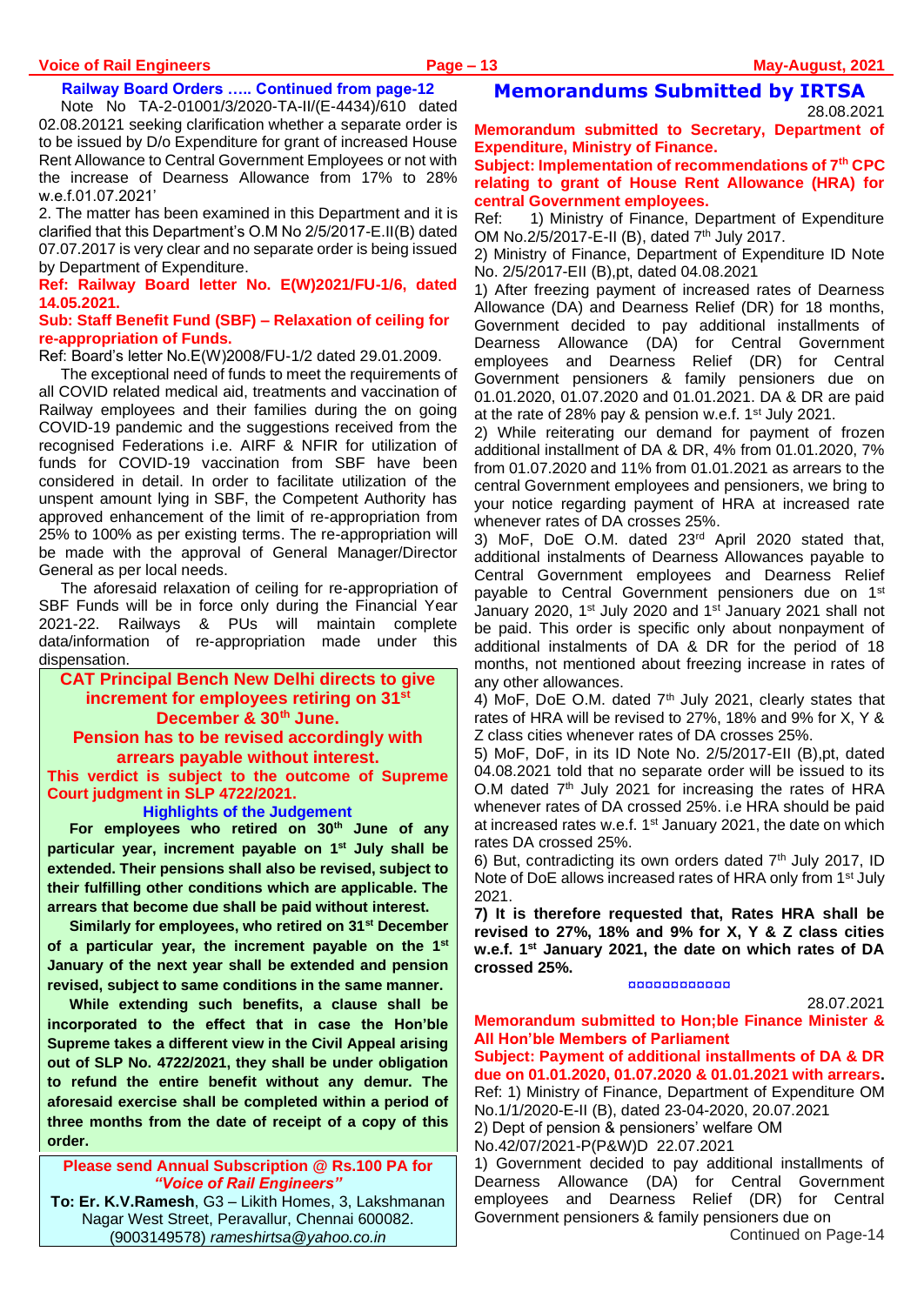**Railway Board Orders ….. Continued from page-12**

Note No TA-2-01001/3/2020-TA-II/(E-4434)/610 dated 02.08.20121 seeking clarification whether a separate order is to be issued by D/o Expenditure for grant of increased House Rent Allowance to Central Government Employees or not with the increase of Dearness Allowance from 17% to 28% w.e.f.01.07.2021'

2. The matter has been examined in this Department and it is clarified that this Department's O.M No 2/5/2017-E.II(B) dated 07.07.2017 is very clear and no separate order is being issued by Department of Expenditure.

**Ref: Railway Board letter No. E(W)2021/FU-1/6, dated 14.05.2021.**

**Sub: Staff Benefit Fund (SBF) – Relaxation of ceiling for re-appropriation of Funds.**

Ref: Board's letter No.E(W)2008/FU-1/2 dated 29.01.2009.

The exceptional need of funds to meet the requirements of all COVID related medical aid, treatments and vaccination of Railway employees and their families during the on going COVID-19 pandemic and the suggestions received from the recognised Federations i.e. AIRF & NFIR for utilization of funds for COVID-19 vaccination from SBF have been considered in detail. In order to facilitate utilization of the unspent amount lying in SBF, the Competent Authority has approved enhancement of the limit of re-appropriation from 25% to 100% as per existing terms. The re-appropriation will be made with the approval of General Manager/Director General as per local needs.

The aforesaid relaxation of ceiling for re-appropriation of SBF Funds will be in force only during the Financial Year 2021-22. Railways & PUs will maintain complete data/information of re-appropriation made under this dispensation.

## CAT Principal Bench New Delhi directs to give increment for employees retiring on 31st December & 30th June.

## Pension has to be revised accordingly with arrears payable without interest.

**This verdict is subject to the outcome of Supreme Court judgment in SLP 4722/2021.**

### Highlights of the Judgement

**For employees who retired on 30th June of any particular year, increment payable on 1st July shall be extended. Their pensions shall also be revised, subject to their fulfilling other conditions which are applicable. The arrears that become due shall be paid without interest.**

**Similarly for employees, who retired on 31st December of a particular year, the increment payable on the 1st January of the next year shall be extended and pension revised, subject to same conditions in the same manner.**

**While extending such benefits, a clause shall be incorporated to the effect that in case the Hon'ble Supreme takes a different view in the Civil Appeal arising out of SLP No. 4722/2021, they shall be under obligation to refund the entire benefit without any demur. The aforesaid exercise shall be completed within a period of three months from the date of receipt of a copy of this order.**

**Please send Annual Subscription @ Rs.100 PA for *"Voice of Rail Engineers"***

**To: Er. K.V.Ramesh**, G3 – Likith Homes, 3, Lakshmanan Nagar West Street, Peravallur, Chennai 600082. (9003149578) *rameshirtsa@yahoo.co.in*

## Memorandums Submitted by IRTSA

28.08.2021

**Memorandum submitted to Secretary, Department of Expenditure, Ministry of Finance.**

**Subject: Implementation of recommendations of 7th CPC relating to grant of House Rent Allowance (HRA) for central Government employees.**

Ref: 1) Ministry of Finance, Department of Expenditure OM No.2/5/2017-E-II (B), dated 7th July 2017.

2) Ministry of Finance, Department of Expenditure ID Note No. 2/5/2017-EII (B),pt, dated 04.08.2021

1) After freezing payment of increased rates of Dearness Allowance (DA) and Dearness Relief (DR) for 18 months, Government decided to pay additional installments of Dearness Allowance (DA) for Central Government employees and Dearness Relief (DR) for Central Government pensioners & family pensioners due on 01.01.2020, 01.07.2020 and 01.01.2021. DA & DR are paid at the rate of 28% pay & pension w.e.f. 1st July 2021.

2) While reiterating our demand for payment of frozen additional installment of DA & DR, 4% from 01.01.2020, 7% from 01.07.2020 and 11% from 01.01.2021 as arrears to the central Government employees and pensioners, we bring to your notice regarding payment of HRA at increased rate whenever rates of DA crosses 25%.

3) MoF, DoE O.M. dated 23rd April 2020 stated that, additional instalments of Dearness Allowances payable to Central Government employees and Dearness Relief payable to Central Government pensioners due on 1st January 2020, 1st July 2020 and 1st January 2021 shall not be paid. This order is specific only about nonpayment of additional instalments of DA & DR for the period of 18 months, not mentioned about freezing increase in rates of any other allowances.

4) MoF, DoE O.M. dated 7th July 2021, clearly states that rates of HRA will be revised to 27%, 18% and 9% for X, Y & Z class cities whenever rates of DA crosses 25%.

5) MoF, DoF, in its ID Note No. 2/5/2017-EII (B),pt, dated 04.08.2021 told that no separate order will be issued to its O.M dated 7th July 2021 for increasing the rates of HRA whenever rates of DA crossed 25%. i.e HRA should be paid at increased rates w.e.f. 1st January 2021, the date on which rates DA crossed 25%.

6) But, contradicting its own orders dated 7th July 2017, ID Note of DoE allows increased rates of HRA only from 1st July 2021.

**7) It is therefore requested that, Rates HRA shall be revised to 27%, 18% and 9% for X, Y & Z class cities w.e.f. 1st January 2021, the date on which rates of DA crossed 25%.**

¤¤¤¤¤¤¤¤¤¤¤¤

28.07.2021

**Memorandum submitted to Hon;ble Finance Minister & All Hon'ble Members of Parliament**

**Subject: Payment of additional installments of DA & DR due on 01.01.2020, 01.07.2020 & 01.01.2021 with arrears.**

Ref: 1) Ministry of Finance, Department of Expenditure OM No.1/1/2020-E-II (B), dated 23-04-2020, 20.07.2021

2) Dept of pension & pensioners' welfare OM No.42/07/2021-P(P&W)D 22.07.2021

1) Government decided to pay additional installments of Dearness Allowance (DA) for Central Government employees and Dearness Relief (DR) for Central Government pensioners & family pensioners due on

Continued on Page-14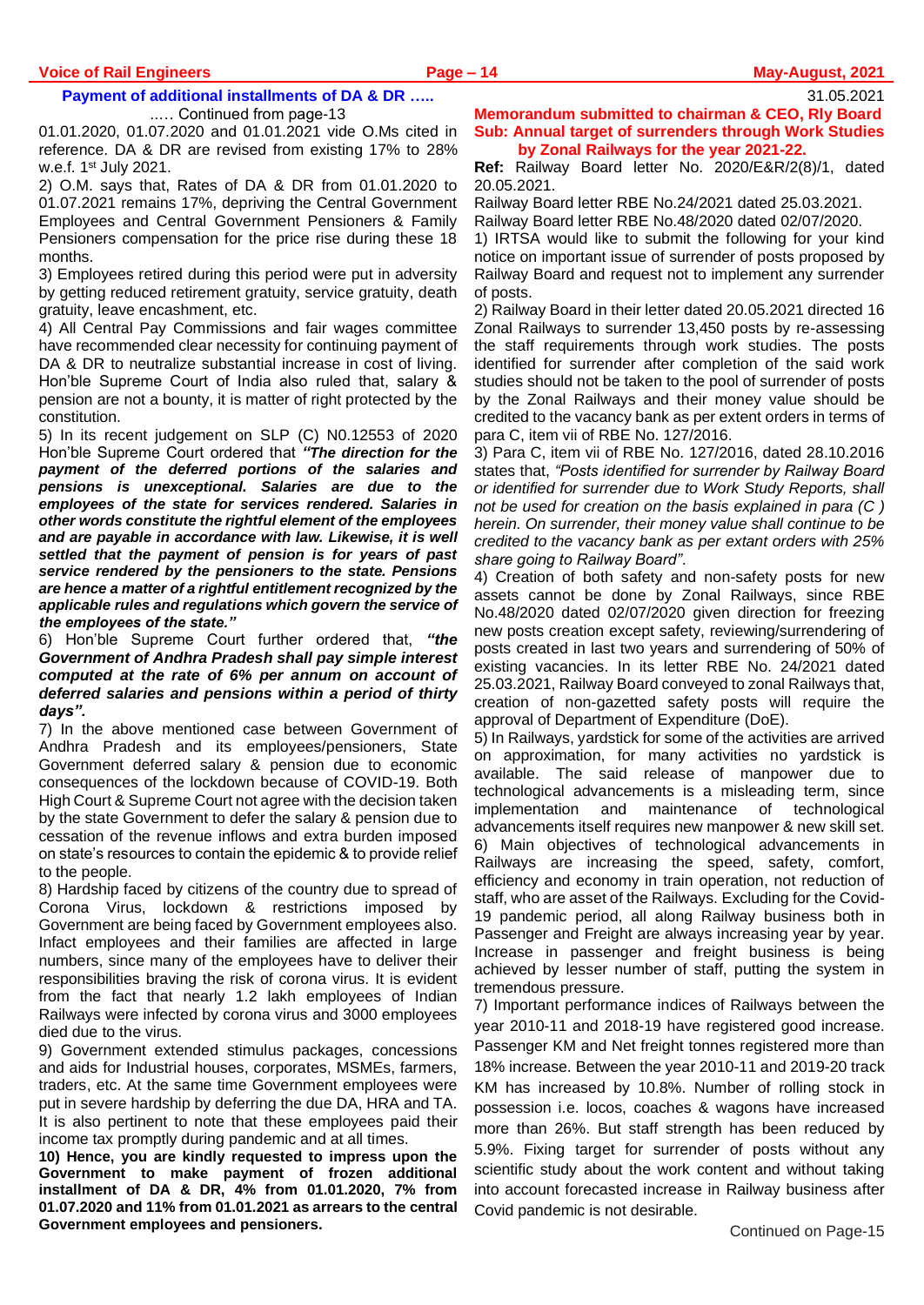### Payment of additional installments of DA & DR …..

..… Continued from page-13

01.01.2020, 01.07.2020 and 01.01.2021 vide O.Ms cited in reference. DA & DR are revised from existing 17% to 28% w.e.f. 1st July 2021.

2) O.M. says that, Rates of DA & DR from 01.01.2020 to 01.07.2021 remains 17%, depriving the Central Government Employees and Central Government Pensioners & Family Pensioners compensation for the price rise during these 18 months.

3) Employees retired during this period were put in adversity by getting reduced retirement gratuity, service gratuity, death gratuity, leave encashment, etc.

4) All Central Pay Commissions and fair wages committee have recommended clear necessity for continuing payment of DA & DR to neutralize substantial increase in cost of living. Hon'ble Supreme Court of India also ruled that, salary & pension are not a bounty, it is matter of right protected by the constitution.

5) In its recent judgement on SLP (C) N0.12553 of 2020 Hon'ble Supreme Court ordered that ***"The direction for the payment of the deferred portions of the salaries and pensions is unexceptional. Salaries are due to the employees of the state for services rendered. Salaries in other words constitute the rightful element of the employees and are payable in accordance with law. Likewise, it is well settled that the payment of pension is for years of past service rendered by the pensioners to the state. Pensions are hence a matter of a rightful entitlement recognized by the applicable rules and regulations which govern the service of the employees of the state."***

6) Hon'ble Supreme Court further ordered that, ***"the Government of Andhra Pradesh shall pay simple interest computed at the rate of 6% per annum on account of deferred salaries and pensions within a period of thirty days".***

7) In the above mentioned case between Government of Andhra Pradesh and its employees/pensioners, State Government deferred salary & pension due to economic consequences of the lockdown because of COVID-19. Both High Court & Supreme Court not agree with the decision taken by the state Government to defer the salary & pension due to cessation of the revenue inflows and extra burden imposed on state's resources to contain the epidemic & to provide relief to the people.

8) Hardship faced by citizens of the country due to spread of Corona Virus, lockdown & restrictions imposed by Government are being faced by Government employees also. Infact employees and their families are affected in large numbers, since many of the employees have to deliver their responsibilities braving the risk of corona virus. It is evident from the fact that nearly 1.2 lakh employees of Indian Railways were infected by corona virus and 3000 employees died due to the virus.

9) Government extended stimulus packages, concessions and aids for Industrial houses, corporates, MSMEs, farmers, traders, etc. At the same time Government employees were put in severe hardship by deferring the due DA, HRA and TA. It is also pertinent to note that these employees paid their income tax promptly during pandemic and at all times.

**10) Hence, you are kindly requested to impress upon the Government to make payment of frozen additional installment of DA & DR, 4% from 01.01.2020, 7% from 01.07.2020 and 11% from 01.01.2021 as arrears to the central Government employees and pensioners.**

31.05.2021

### Memorandum submitted to chairman & CEO, Rly Board
### Sub: Annual target of surrenders through Work Studies by Zonal Railways for the year 2021-22.

**Ref:** Railway Board letter No. 2020/E&R/2(8)/1, dated 20.05.2021.

Railway Board letter RBE No.24/2021 dated 25.03.2021.

Railway Board letter RBE No.48/2020 dated 02/07/2020.

1) IRTSA would like to submit the following for your kind notice on important issue of surrender of posts proposed by Railway Board and request not to implement any surrender of posts.

2) Railway Board in their letter dated 20.05.2021 directed 16 Zonal Railways to surrender 13,450 posts by re-assessing the staff requirements through work studies. The posts identified for surrender after completion of the said work studies should not be taken to the pool of surrender of posts by the Zonal Railways and their money value should be credited to the vacancy bank as per extent orders in terms of para C, item vii of RBE No. 127/2016.

3) Para C, item vii of RBE No. 127/2016, dated 28.10.2016 states that, *"Posts identified for surrender by Railway Board or identified for surrender due to Work Study Reports, shall not be used for creation on the basis explained in para (C ) herein. On surrender, their money value shall continue to be credited to the vacancy bank as per extant orders with 25% share going to Railway Board"*.

4) Creation of both safety and non-safety posts for new assets cannot be done by Zonal Railways, since RBE No.48/2020 dated 02/07/2020 given direction for freezing new posts creation except safety, reviewing/surrendering of posts created in last two years and surrendering of 50% of existing vacancies. In its letter RBE No. 24/2021 dated 25.03.2021, Railway Board conveyed to zonal Railways that, creation of non-gazetted safety posts will require the approval of Department of Expenditure (DoE).

5) In Railways, yardstick for some of the activities are arrived on approximation, for many activities no yardstick is available. The said release of manpower due to technological advancements is a misleading term, since implementation and maintenance of technological advancements itself requires new manpower & new skill set.

6) Main objectives of technological advancements in Railways are increasing the speed, safety, comfort, efficiency and economy in train operation, not reduction of staff, who are asset of the Railways. Excluding for the Covid-19 pandemic period, all along Railway business both in Passenger and Freight are always increasing year by year. Increase in passenger and freight business is being achieved by lesser number of staff, putting the system in tremendous pressure.

7) Important performance indices of Railways between the year 2010-11 and 2018-19 have registered good increase. Passenger KM and Net freight tonnes registered more than 18% increase. Between the year 2010-11 and 2019-20 track KM has increased by 10.8%. Number of rolling stock in possession i.e. locos, coaches & wagons have increased more than 26%. But staff strength has been reduced by 5.9%. Fixing target for surrender of posts without any scientific study about the work content and without taking into account forecasted increase in Railway business after Covid pandemic is not desirable.

Continued on Page-15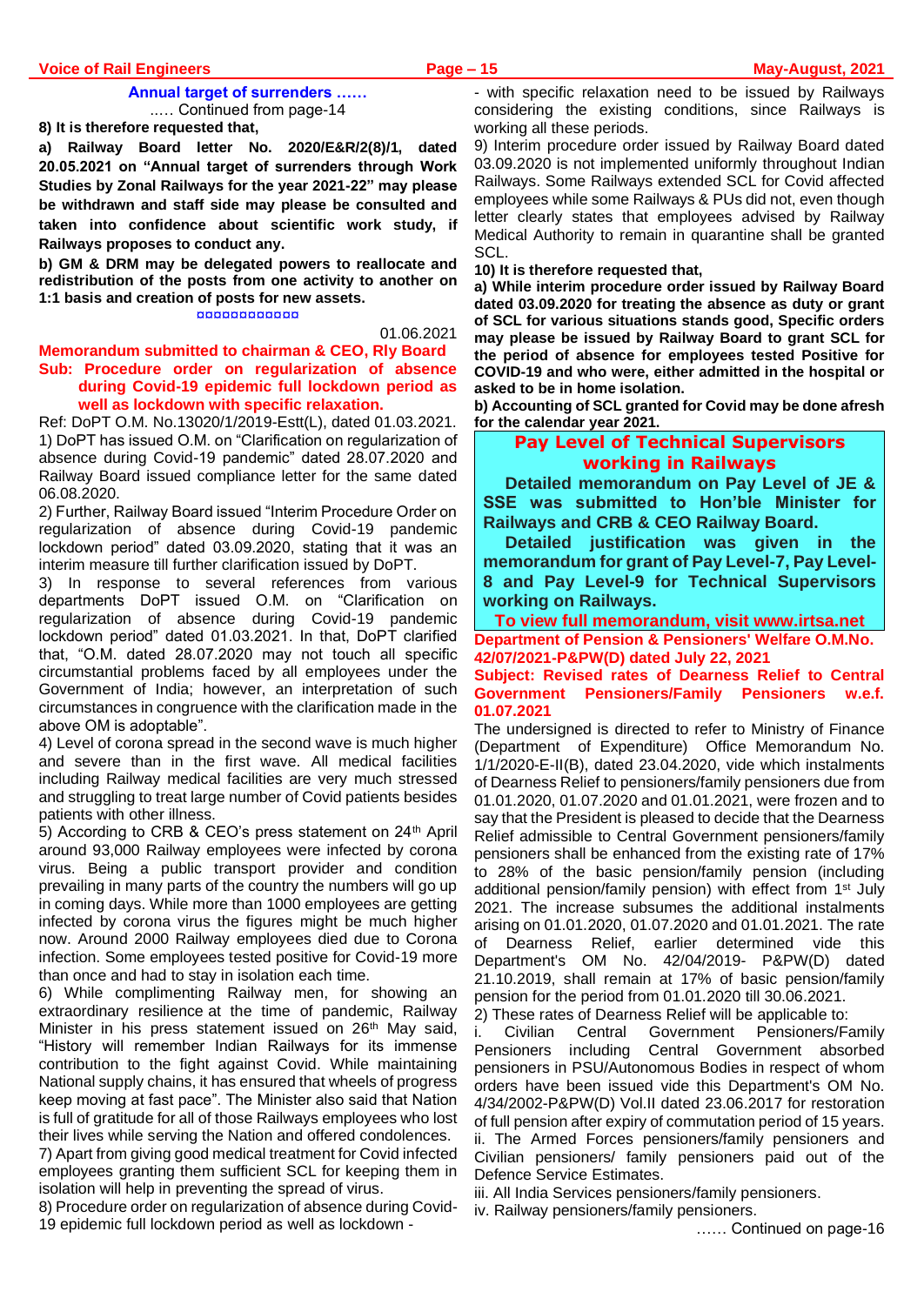**Annual target of surrenders ……**

….. Continued from page-14

**8) It is therefore requested that,**

**a) Railway Board letter No. 2020/E&R/2(8)/1, dated 20.05.2021 on "Annual target of surrenders through Work Studies by Zonal Railways for the year 2021-22" may please be withdrawn and staff side may please be consulted and taken into confidence about scientific work study, if Railways proposes to conduct any.**

**b) GM & DRM may be delegated powers to reallocate and redistribution of the posts from one activity to another on 1:1 basis and creation of posts for new assets.**

01.06.2021

## Memorandum submitted to chairman & CEO, Rly Board

**Sub: Procedure order on regularization of absence during Covid-19 epidemic full lockdown period as well as lockdown with specific relaxation.**

Ref: DoPT O.M. No.13020/1/2019-Estt(L), dated 01.03.2021.

1) DoPT has issued O.M. on "Clarification on regularization of absence during Covid-19 pandemic" dated 28.07.2020 and Railway Board issued compliance letter for the same dated 06.08.2020.

2) Further, Railway Board issued "Interim Procedure Order on regularization of absence during Covid-19 pandemic lockdown period" dated 03.09.2020, stating that it was an interim measure till further clarification issued by DoPT.

3) In response to several references from various departments DoPT issued O.M. on "Clarification on regularization of absence during Covid-19 pandemic lockdown period" dated 01.03.2021. In that, DoPT clarified that, "O.M. dated 28.07.2020 may not touch all specific circumstantial problems faced by all employees under the Government of India; however, an interpretation of such circumstances in congruence with the clarification made in the above OM is adoptable".

4) Level of corona spread in the second wave is much higher and severe than in the first wave. All medical facilities including Railway medical facilities are very much stressed and struggling to treat large number of Covid patients besides patients with other illness.

5) According to CRB & CEO's press statement on 24th April around 93,000 Railway employees were infected by corona virus. Being a public transport provider and condition prevailing in many parts of the country the numbers will go up in coming days. While more than 1000 employees are getting infected by corona virus the figures might be much higher now. Around 2000 Railway employees died due to Corona infection. Some employees tested positive for Covid-19 more than once and had to stay in isolation each time.

6) While complimenting Railway men, for showing an extraordinary resilience at the time of pandemic, Railway Minister in his press statement issued on 26th May said, "History will remember Indian Railways for its immense contribution to the fight against Covid. While maintaining National supply chains, it has ensured that wheels of progress keep moving at fast pace". The Minister also said that Nation is full of gratitude for all of those Railways employees who lost their lives while serving the Nation and offered condolences.

7) Apart from giving good medical treatment for Covid infected employees granting them sufficient SCL for keeping them in isolation will help in preventing the spread of virus.

8) Procedure order on regularization of absence during Covid-19 epidemic full lockdown period as well as lockdown - with specific relaxation need to be issued by Railways considering the existing conditions, since Railways is working all these periods.

9) Interim procedure order issued by Railway Board dated 03.09.2020 is not implemented uniformly throughout Indian Railways. Some Railways extended SCL for Covid affected employees while some Railways & PUs did not, even though letter clearly states that employees advised by Railway Medical Authority to remain in quarantine shall be granted SCL.

**10) It is therefore requested that,**

**a) While interim procedure order issued by Railway Board dated 03.09.2020 for treating the absence as duty or grant of SCL for various situations stands good, Specific orders may please be issued by Railway Board to grant SCL for the period of absence for employees tested Positive for COVID-19 and who were, either admitted in the hospital or asked to be in home isolation.**

**b) Accounting of SCL granted for Covid may be done afresh for the calendar year 2021.**

## Pay Level of Technical Supervisors working in Railways

**Detailed memorandum on Pay Level of JE & SSE was submitted to Hon'ble Minister for Railways and CRB & CEO Railway Board.**

**Detailed justification was given in the memorandum for grant of Pay Level-7, Pay Level-8 and Pay Level-9 for Technical Supervisors working on Railways.**

**To view full memorandum, visit www.irtsa.net**

**Department of Pension & Pensioners' Welfare O.M.No. 42/07/2021-P&PW(D) dated July 22, 2021**

**Subject: Revised rates of Dearness Relief to Central Government Pensioners/Family Pensioners w.e.f. 01.07.2021**

The undersigned is directed to refer to Ministry of Finance (Department of Expenditure) Office Memorandum No. 1/1/2020-E-II(B), dated 23.04.2020, vide which instalments of Dearness Relief to pensioners/family pensioners due from 01.01.2020, 01.07.2020 and 01.01.2021, were frozen and to say that the President is pleased to decide that the Dearness Relief admissible to Central Government pensioners/family pensioners shall be enhanced from the existing rate of 17% to 28% of the basic pension/family pension (including additional pension/family pension) with effect from 1st July 2021. The increase subsumes the additional instalments arising on 01.01.2020, 01.07.2020 and 01.01.2021. The rate of Dearness Relief, earlier determined vide this Department's OM No. 42/04/2019- P&PW(D) dated 21.10.2019, shall remain at 17% of basic pension/family pension for the period from 01.01.2020 till 30.06.2021.

2) These rates of Dearness Relief will be applicable to:

i. Civilian Central Government Pensioners/Family Pensioners including Central Government absorbed pensioners in PSU/Autonomous Bodies in respect of whom orders have been issued vide this Department's OM No. 4/34/2002-P&PW(D) Vol.II dated 23.06.2017 for restoration of full pension after expiry of commutation period of 15 years.

ii. The Armed Forces pensioners/family pensioners and Civilian pensioners/ family pensioners paid out of the Defence Service Estimates.

iii. All India Services pensioners/family pensioners.

iv. Railway pensioners/family pensioners.

…… Continued on page-16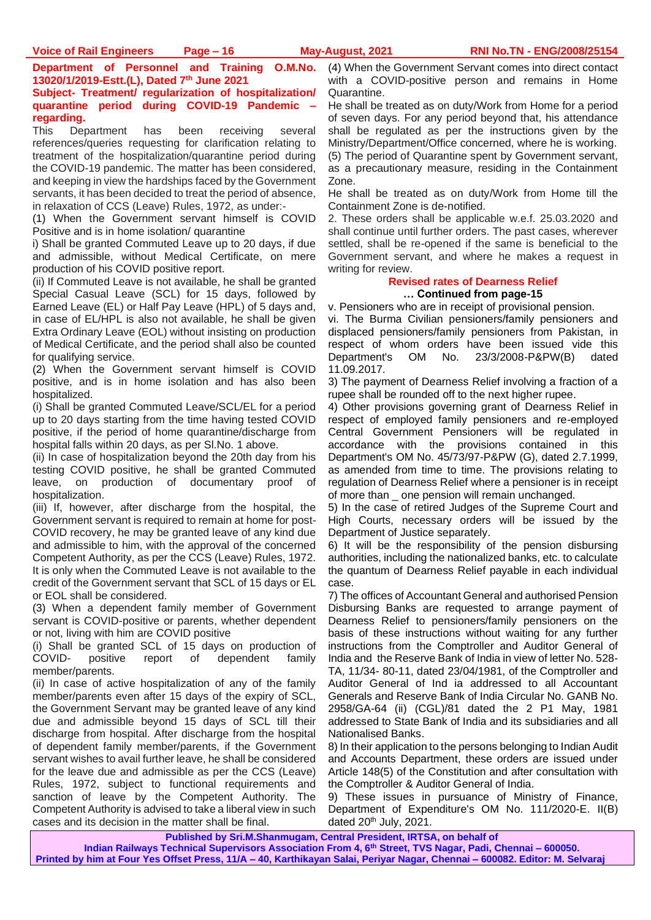**Department of Personnel and Training O.M.No. 13020/1/2019-Estt.(L), Dated 7th June 2021**

**Subject- Treatment/ regularization of hospitalization/ quarantine period during COVID-19 Pandemic – regarding.**

This Department has been receiving several references/queries requesting for clarification relating to treatment of the hospitalization/quarantine period during the COVID-19 pandemic. The matter has been considered, and keeping in view the hardships faced by the Government servants, it has been decided to treat the period of absence, in relaxation of CCS (Leave) Rules, 1972, as under:-

(1) When the Government servant himself is COVID Positive and is in home isolation/ quarantine

i) Shall be granted Commuted Leave up to 20 days, if due and admissible, without Medical Certificate, on mere production of his COVID positive report.

(ii) If Commuted Leave is not available, he shall be granted Special Casual Leave (SCL) for 15 days, followed by Earned Leave (EL) or Half Pay Leave (HPL) of 5 days and, in case of EL/HPL is also not available, he shall be given Extra Ordinary Leave (EOL) without insisting on production of Medical Certificate, and the period shall also be counted for qualifying service.

(2) When the Government servant himself is COVID positive, and is in home isolation and has also been hospitalized.

(i) Shall be granted Commuted Leave/SCL/EL for a period up to 20 days starting from the time having tested COVID positive, if the period of home quarantine/discharge from hospital falls within 20 days, as per Sl.No. 1 above.

(ii) In case of hospitalization beyond the 20th day from his testing COVID positive, he shall be granted Commuted leave, on production of documentary proof of hospitalization.

(iii) If, however, after discharge from the hospital, the Government servant is required to remain at home for post-COVID recovery, he may be granted leave of any kind due and admissible to him, with the approval of the concerned Competent Authority, as per the CCS (Leave) Rules, 1972. It is only when the Commuted Leave is not available to the credit of the Government servant that SCL of 15 days or EL or EOL shall be considered.

(3) When a dependent family member of Government servant is COVID-positive or parents, whether dependent or not, living with him are COVID positive

(i) Shall be granted SCL of 15 days on production of COVID- positive report of dependent family member/parents.

(ii) In case of active hospitalization of any of the family member/parents even after 15 days of the expiry of SCL, the Government Servant may be granted leave of any kind due and admissible beyond 15 days of SCL till their discharge from hospital. After discharge from the hospital of dependent family member/parents, if the Government servant wishes to avail further leave, he shall be considered for the leave due and admissible as per the CCS (Leave) Rules, 1972, subject to functional requirements and sanction of leave by the Competent Authority. The Competent Authority is advised to take a liberal view in such cases and its decision in the matter shall be final.

(4) When the Government Servant comes into direct contact with a COVID-positive person and remains in Home Quarantine.

He shall be treated as on duty/Work from Home for a period of seven days. For any period beyond that, his attendance shall be regulated as per the instructions given by the Ministry/Department/Office concerned, where he is working.

(5) The period of Quarantine spent by Government servant, as a precautionary measure, residing in the Containment Zone.

He shall be treated as on duty/Work from Home till the Containment Zone is de-notified.

2. These orders shall be applicable w.e.f. 25.03.2020 and shall continue until further orders. The past cases, wherever settled, shall be re-opened if the same is beneficial to the Government servant, and where he makes a request in writing for review.

### Revised rates of Dearness Relief

**… Continued from page-15**

v. Pensioners who are in receipt of provisional pension.

vi. The Burma Civilian pensioners/family pensioners and displaced pensioners/family pensioners from Pakistan, in respect of whom orders have been issued vide this Department's OM No. 23/3/2008-P&PW(B) dated 11.09.2017.

3) The payment of Dearness Relief involving a fraction of a rupee shall be rounded off to the next higher rupee.

4) Other provisions governing grant of Dearness Relief in respect of employed family pensioners and re-employed Central Government Pensioners will be regulated in accordance with the provisions contained in this Department's OM No. 45/73/97-P&PW (G), dated 2.7.1999, as amended from time to time. The provisions relating to regulation of Dearness Relief where a pensioner is in receipt of more than _ one pension will remain unchanged.

5) In the case of retired Judges of the Supreme Court and High Courts, necessary orders will be issued by the Department of Justice separately.

6) It will be the responsibility of the pension disbursing authorities, including the nationalized banks, etc. to calculate the quantum of Dearness Relief payable in each individual case.

7) The offices of Accountant General and authorised Pension Disbursing Banks are requested to arrange payment of Dearness Relief to pensioners/family pensioners on the basis of these instructions without waiting for any further instructions from the Comptroller and Auditor General of India and the Reserve Bank of India in view of letter No. 528-TA, 11/34- 80-11, dated 23/04/1981, of the Comptroller and Auditor General of Ind ia addressed to all Accountant Generals and Reserve Bank of India Circular No. GANB No. 2958/GA-64 (ii) (CGL)/81 dated the 2 P1 May, 1981 addressed to State Bank of India and its subsidiaries and all Nationalised Banks.

8) In their application to the persons belonging to Indian Audit and Accounts Department, these orders are issued under Article 148(5) of the Constitution and after consultation with the Comptroller & Auditor General of India.

9) These issues in pursuance of Ministry of Finance, Department of Expenditure's OM No. 111/2020-E. II(B) dated 20th July, 2021.

**Published by Sri.M.Shanmugam, Central President, IRTSA, on behalf of Indian Railways Technical Supervisors Association From 4, 6th Street, TVS Nagar, Padi, Chennai – 600050. Printed by him at Four Yes Offset Press, 11/A – 40, Karthikayan Salai, Periyar Nagar, Chennai – 600082. Editor: M. Selvaraj**